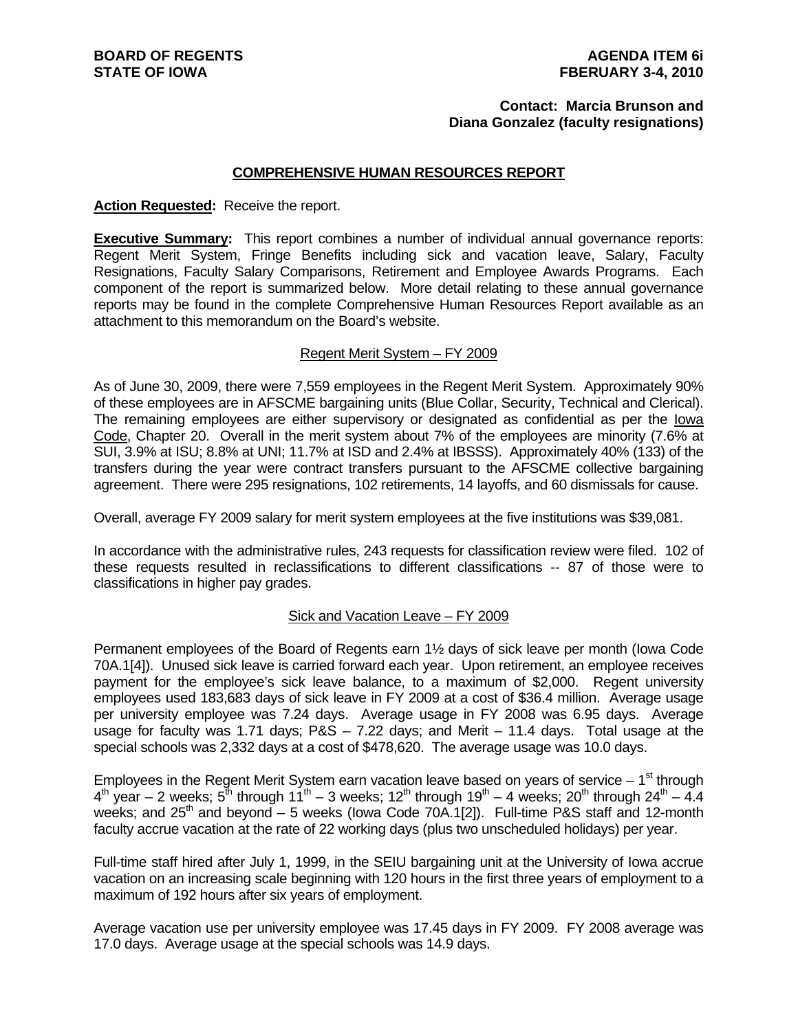**BOARD OF REGENTS**
**STATE OF IOWA**

**AGENDA ITEM 6i**
**FBERUARY 3-4, 2010**

**Contact: Marcia Brunson and Diana Gonzalez (faculty resignations)**

## COMPREHENSIVE HUMAN RESOURCES REPORT

**Action Requested:** Receive the report.

**Executive Summary:** This report combines a number of individual annual governance reports: Regent Merit System, Fringe Benefits including sick and vacation leave, Salary, Faculty Resignations, Faculty Salary Comparisons, Retirement and Employee Awards Programs. Each component of the report is summarized below. More detail relating to these annual governance reports may be found in the complete Comprehensive Human Resources Report available as an attachment to this memorandum on the Board's website.

### Regent Merit System – FY 2009

As of June 30, 2009, there were 7,559 employees in the Regent Merit System. Approximately 90% of these employees are in AFSCME bargaining units (Blue Collar, Security, Technical and Clerical). The remaining employees are either supervisory or designated as confidential as per the Iowa Code, Chapter 20. Overall in the merit system about 7% of the employees are minority (7.6% at SUI, 3.9% at ISU; 8.8% at UNI; 11.7% at ISD and 2.4% at IBSSS). Approximately 40% (133) of the transfers during the year were contract transfers pursuant to the AFSCME collective bargaining agreement. There were 295 resignations, 102 retirements, 14 layoffs, and 60 dismissals for cause.

Overall, average FY 2009 salary for merit system employees at the five institutions was $39,081.

In accordance with the administrative rules, 243 requests for classification review were filed. 102 of these requests resulted in reclassifications to different classifications -- 87 of those were to classifications in higher pay grades.

### Sick and Vacation Leave – FY 2009

Permanent employees of the Board of Regents earn 1½ days of sick leave per month (Iowa Code 70A.1[4]). Unused sick leave is carried forward each year. Upon retirement, an employee receives payment for the employee's sick leave balance, to a maximum of $2,000. Regent university employees used 183,683 days of sick leave in FY 2009 at a cost of $36.4 million. Average usage per university employee was 7.24 days. Average usage in FY 2008 was 6.95 days. Average usage for faculty was 1.71 days; P&S – 7.22 days; and Merit – 11.4 days. Total usage at the special schools was 2,332 days at a cost of $478,620. The average usage was 10.0 days.

Employees in the Regent Merit System earn vacation leave based on years of service – 1st through 4th year – 2 weeks; 5th through 11th – 3 weeks; 12th through 19th – 4 weeks; 20th through 24th – 4.4 weeks; and 25th and beyond – 5 weeks (Iowa Code 70A.1[2]). Full-time P&S staff and 12-month faculty accrue vacation at the rate of 22 working days (plus two unscheduled holidays) per year.

Full-time staff hired after July 1, 1999, in the SEIU bargaining unit at the University of Iowa accrue vacation on an increasing scale beginning with 120 hours in the first three years of employment to a maximum of 192 hours after six years of employment.

Average vacation use per university employee was 17.45 days in FY 2009. FY 2008 average was 17.0 days. Average usage at the special schools was 14.9 days.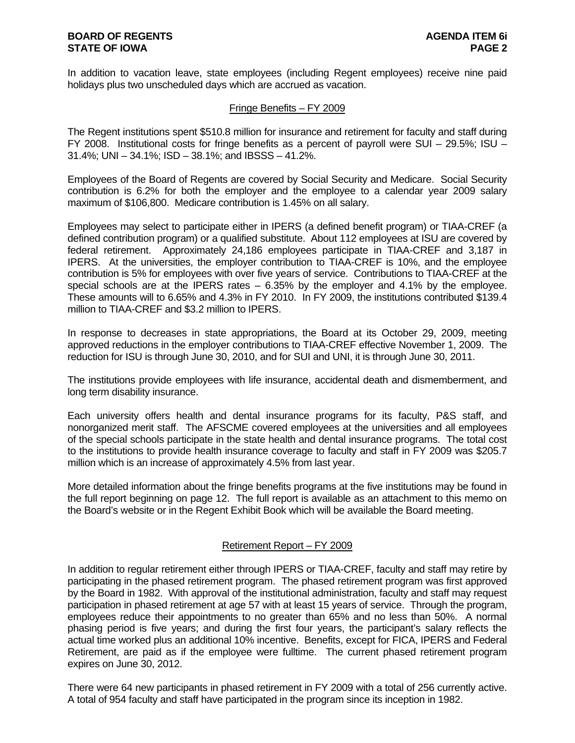In addition to vacation leave, state employees (including Regent employees) receive nine paid holidays plus two unscheduled days which are accrued as vacation.

## Fringe Benefits – FY 2009

The Regent institutions spent $510.8 million for insurance and retirement for faculty and staff during FY 2008. Institutional costs for fringe benefits as a percent of payroll were SUI – 29.5%; ISU – 31.4%; UNI – 34.1%; ISD – 38.1%; and IBSSS – 41.2%.

Employees of the Board of Regents are covered by Social Security and Medicare. Social Security contribution is 6.2% for both the employer and the employee to a calendar year 2009 salary maximum of $106,800. Medicare contribution is 1.45% on all salary.

Employees may select to participate either in IPERS (a defined benefit program) or TIAA-CREF (a defined contribution program) or a qualified substitute. About 112 employees at ISU are covered by federal retirement. Approximately 24,186 employees participate in TIAA-CREF and 3,187 in IPERS. At the universities, the employer contribution to TIAA-CREF is 10%, and the employee contribution is 5% for employees with over five years of service. Contributions to TIAA-CREF at the special schools are at the IPERS rates – 6.35% by the employer and 4.1% by the employee. These amounts will to 6.65% and 4.3% in FY 2010. In FY 2009, the institutions contributed $139.4 million to TIAA-CREF and $3.2 million to IPERS.

In response to decreases in state appropriations, the Board at its October 29, 2009, meeting approved reductions in the employer contributions to TIAA-CREF effective November 1, 2009. The reduction for ISU is through June 30, 2010, and for SUI and UNI, it is through June 30, 2011.

The institutions provide employees with life insurance, accidental death and dismemberment, and long term disability insurance.

Each university offers health and dental insurance programs for its faculty, P&S staff, and nonorganized merit staff. The AFSCME covered employees at the universities and all employees of the special schools participate in the state health and dental insurance programs. The total cost to the institutions to provide health insurance coverage to faculty and staff in FY 2009 was $205.7 million which is an increase of approximately 4.5% from last year.

More detailed information about the fringe benefits programs at the five institutions may be found in the full report beginning on page 12. The full report is available as an attachment to this memo on the Board's website or in the Regent Exhibit Book which will be available the Board meeting.

## Retirement Report – FY 2009

In addition to regular retirement either through IPERS or TIAA-CREF, faculty and staff may retire by participating in the phased retirement program. The phased retirement program was first approved by the Board in 1982. With approval of the institutional administration, faculty and staff may request participation in phased retirement at age 57 with at least 15 years of service. Through the program, employees reduce their appointments to no greater than 65% and no less than 50%. A normal phasing period is five years; and during the first four years, the participant's salary reflects the actual time worked plus an additional 10% incentive. Benefits, except for FICA, IPERS and Federal Retirement, are paid as if the employee were fulltime. The current phased retirement program expires on June 30, 2012.

There were 64 new participants in phased retirement in FY 2009 with a total of 256 currently active. A total of 954 faculty and staff have participated in the program since its inception in 1982.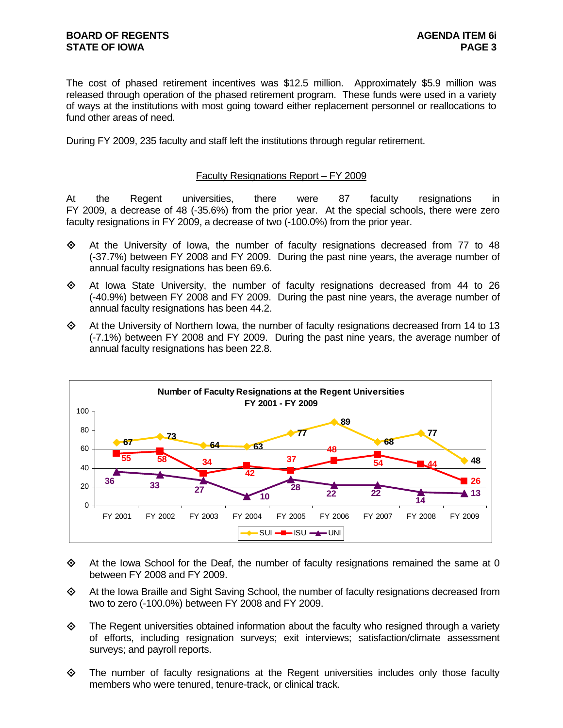The cost of phased retirement incentives was $12.5 million. Approximately $5.9 million was released through operation of the phased retirement program. These funds were used in a variety of ways at the institutions with most going toward either replacement personnel or reallocations to fund other areas of need.

During FY 2009, 235 faculty and staff left the institutions through regular retirement.

## Faculty Resignations Report – FY 2009

At the Regent universities, there were 87 faculty resignations in FY 2009, a decrease of 48 (-35.6%) from the prior year. At the special schools, there were zero faculty resignations in FY 2009, a decrease of two (-100.0%) from the prior year.

- At the University of Iowa, the number of faculty resignations decreased from 77 to 48 (-37.7%) between FY 2008 and FY 2009. During the past nine years, the average number of annual faculty resignations has been 69.6.
- At Iowa State University, the number of faculty resignations decreased from 44 to 26 (-40.9%) between FY 2008 and FY 2009. During the past nine years, the average number of annual faculty resignations has been 44.2.
- At the University of Northern Iowa, the number of faculty resignations decreased from 14 to 13 (-7.1%) between FY 2008 and FY 2009. During the past nine years, the average number of annual faculty resignations has been 22.8.

**Number of Faculty Resignations at the Regent Universities FY 2001 - FY 2009**

| | FY 2001 | FY 2002 | FY 2003 | FY 2004 | FY 2005 | FY 2006 | FY 2007 | FY 2008 | FY 2009 |
|---|---|---|---|---|---|---|---|---|---|
| SUI | 67 | 73 | 64 | 63 | 77 | 89 | 68 | 77 | 48 |
| ISU | 55 | 58 | 34 | 42 | 37 | 48 | 54 | 44 | 26 |
| UNI | 36 | 33 | 27 | 10 | 28 | 22 | 22 | 14 | 13 |

- At the Iowa School for the Deaf, the number of faculty resignations remained the same at 0 between FY 2008 and FY 2009.
- At the Iowa Braille and Sight Saving School, the number of faculty resignations decreased from two to zero (-100.0%) between FY 2008 and FY 2009.
- The Regent universities obtained information about the faculty who resigned through a variety of efforts, including resignation surveys; exit interviews; satisfaction/climate assessment surveys; and payroll reports.
- The number of faculty resignations at the Regent universities includes only those faculty members who were tenured, tenure-track, or clinical track.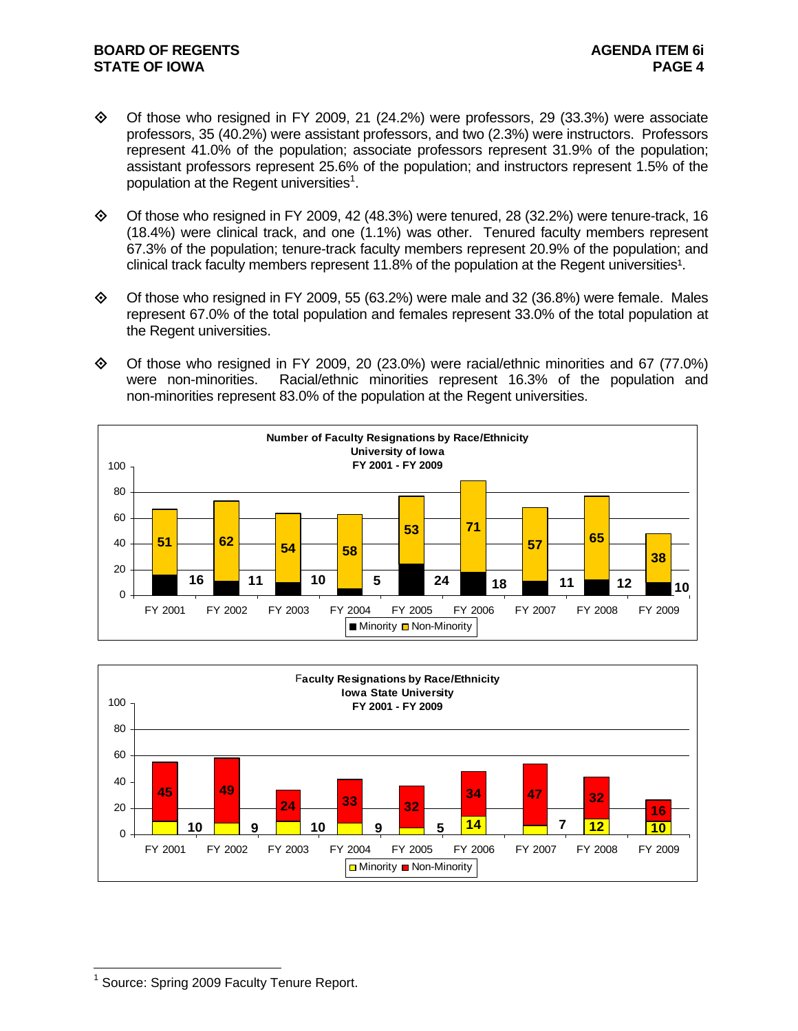- Of those who resigned in FY 2009, 21 (24.2%) were professors, 29 (33.3%) were associate professors, 35 (40.2%) were assistant professors, and two (2.3%) were instructors. Professors represent 41.0% of the population; associate professors represent 31.9% of the population; assistant professors represent 25.6% of the population; and instructors represent 1.5% of the population at the Regent universities[1].

- Of those who resigned in FY 2009, 42 (48.3%) were tenured, 28 (32.2%) were tenure-track, 16 (18.4%) were clinical track, and one (1.1%) was other. Tenured faculty members represent 67.3% of the population; tenure-track faculty members represent 20.9% of the population; and clinical track faculty members represent 11.8% of the population at the Regent universities[1].

- Of those who resigned in FY 2009, 55 (63.2%) were male and 32 (36.8%) were female. Males represent 67.0% of the total population and females represent 33.0% of the total population at the Regent universities.

- Of those who resigned in FY 2009, 20 (23.0%) were racial/ethnic minorities and 67 (77.0%) were non-minorities. Racial/ethnic minorities represent 16.3% of the population and non-minorities represent 83.0% of the population at the Regent universities.

**Number of Faculty Resignations by Race/Ethnicity**
**University of Iowa**
**FY 2001 - FY 2009**

| | FY 2001 | FY 2002 | FY 2003 | FY 2004 | FY 2005 | FY 2006 | FY 2007 | FY 2008 | FY 2009 |
|---|---|---|---|---|---|---|---|---|---|
| Minority | 16 | 11 | 10 | 5 | 24 | 18 | 11 | 12 | 10 |
| Non-Minority | 51 | 62 | 54 | 58 | 53 | 71 | 57 | 65 | 38 |

**Faculty Resignations by Race/Ethnicity**
**Iowa State University**
**FY 2001 - FY 2009**

| | FY 2001 | FY 2002 | FY 2003 | FY 2004 | FY 2005 | FY 2006 | FY 2007 | FY 2008 | FY 2009 |
|---|---|---|---|---|---|---|---|---|---|
| Minority | 10 | 9 | 10 | 9 | 5 | 14 | 7 | 12 | 10 |
| Non-Minority | 45 | 49 | 24 | 33 | 32 | 34 | 47 | 32 | 16 |

[1] Source: Spring 2009 Faculty Tenure Report.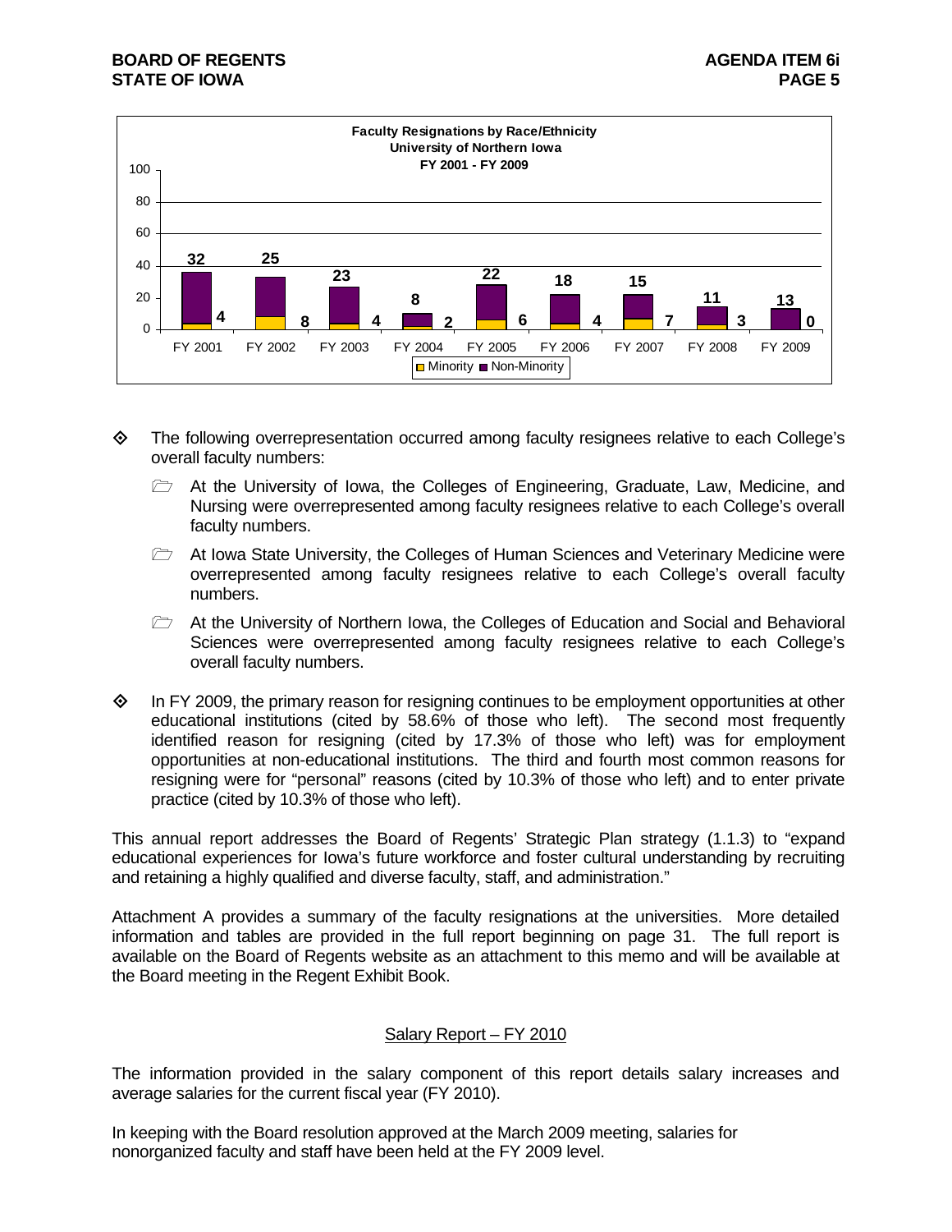**Faculty Resignations by Race/Ethnicity**
**University of Northern Iowa**
**FY 2001 - FY 2009**

| Fiscal Year | Non-Minority | Minority |
|---|---|---|
| FY 2001 | 32 | 4 |
| FY 2002 | 25 | 8 |
| FY 2003 | 23 | 4 |
| FY 2004 | 8 | 2 |
| FY 2005 | 22 | 6 |
| FY 2006 | 18 | 4 |
| FY 2007 | 15 | 7 |
| FY 2008 | 11 | 3 |
| FY 2009 | 13 | 0 |

- The following overrepresentation occurred among faculty resignees relative to each College's overall faculty numbers:
  - At the University of Iowa, the Colleges of Engineering, Graduate, Law, Medicine, and Nursing were overrepresented among faculty resignees relative to each College's overall faculty numbers.
  - At Iowa State University, the Colleges of Human Sciences and Veterinary Medicine were overrepresented among faculty resignees relative to each College's overall faculty numbers.
  - At the University of Northern Iowa, the Colleges of Education and Social and Behavioral Sciences were overrepresented among faculty resignees relative to each College's overall faculty numbers.

- In FY 2009, the primary reason for resigning continues to be employment opportunities at other educational institutions (cited by 58.6% of those who left). The second most frequently identified reason for resigning (cited by 17.3% of those who left) was for employment opportunities at non-educational institutions. The third and fourth most common reasons for resigning were for "personal" reasons (cited by 10.3% of those who left) and to enter private practice (cited by 10.3% of those who left).

This annual report addresses the Board of Regents' Strategic Plan strategy (1.1.3) to "expand educational experiences for Iowa's future workforce and foster cultural understanding by recruiting and retaining a highly qualified and diverse faculty, staff, and administration."

Attachment A provides a summary of the faculty resignations at the universities. More detailed information and tables are provided in the full report beginning on page 31. The full report is available on the Board of Regents website as an attachment to this memo and will be available at the Board meeting in the Regent Exhibit Book.

## Salary Report – FY 2010

The information provided in the salary component of this report details salary increases and average salaries for the current fiscal year (FY 2010).

In keeping with the Board resolution approved at the March 2009 meeting, salaries for nonorganized faculty and staff have been held at the FY 2009 level.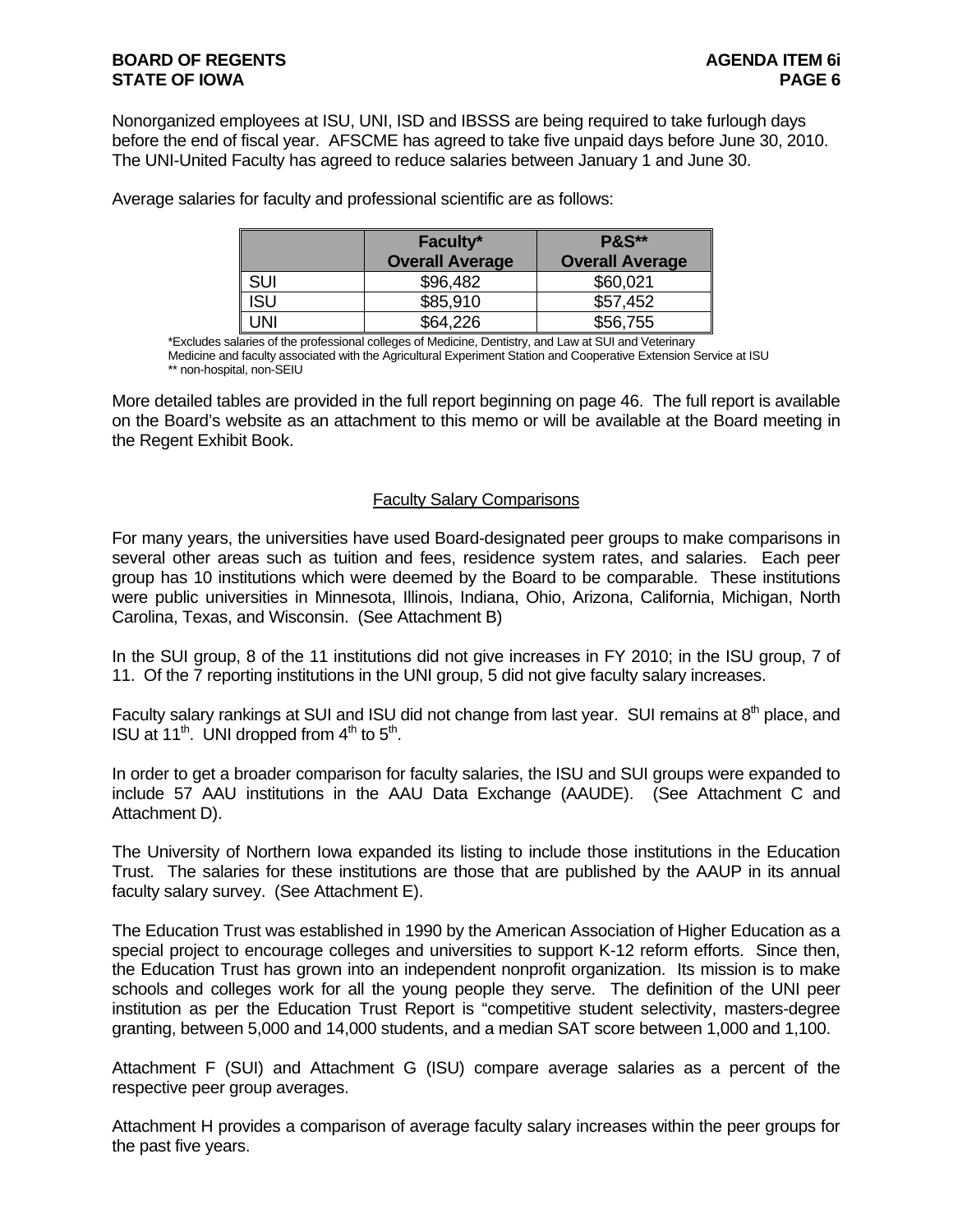Nonorganized employees at ISU, UNI, ISD and IBSSS are being required to take furlough days before the end of fiscal year. AFSCME has agreed to take five unpaid days before June 30, 2010. The UNI-United Faculty has agreed to reduce salaries between January 1 and June 30.

Average salaries for faculty and professional scientific are as follows:

| | Faculty* Overall Average | P&S** Overall Average |
|---|---|---|
| SUI | $96,482 | $60,021 |
| ISU | $85,910 | $57,452 |
| UNI | $64,226 | $56,755 |

*Excludes salaries of the professional colleges of Medicine, Dentistry, and Law at SUI and Veterinary Medicine and faculty associated with the Agricultural Experiment Station and Cooperative Extension Service at ISU
** non-hospital, non-SEIU

More detailed tables are provided in the full report beginning on page 46. The full report is available on the Board's website as an attachment to this memo or will be available at the Board meeting in the Regent Exhibit Book.

## Faculty Salary Comparisons

For many years, the universities have used Board-designated peer groups to make comparisons in several other areas such as tuition and fees, residence system rates, and salaries. Each peer group has 10 institutions which were deemed by the Board to be comparable. These institutions were public universities in Minnesota, Illinois, Indiana, Ohio, Arizona, California, Michigan, North Carolina, Texas, and Wisconsin. (See Attachment B)

In the SUI group, 8 of the 11 institutions did not give increases in FY 2010; in the ISU group, 7 of 11. Of the 7 reporting institutions in the UNI group, 5 did not give faculty salary increases.

Faculty salary rankings at SUI and ISU did not change from last year. SUI remains at 8th place, and ISU at 11th. UNI dropped from 4th to 5th.

In order to get a broader comparison for faculty salaries, the ISU and SUI groups were expanded to include 57 AAU institutions in the AAU Data Exchange (AAUDE). (See Attachment C and Attachment D).

The University of Northern Iowa expanded its listing to include those institutions in the Education Trust. The salaries for these institutions are those that are published by the AAUP in its annual faculty salary survey. (See Attachment E).

The Education Trust was established in 1990 by the American Association of Higher Education as a special project to encourage colleges and universities to support K-12 reform efforts. Since then, the Education Trust has grown into an independent nonprofit organization. Its mission is to make schools and colleges work for all the young people they serve. The definition of the UNI peer institution as per the Education Trust Report is "competitive student selectivity, masters-degree granting, between 5,000 and 14,000 students, and a median SAT score between 1,000 and 1,100.

Attachment F (SUI) and Attachment G (ISU) compare average salaries as a percent of the respective peer group averages.

Attachment H provides a comparison of average faculty salary increases within the peer groups for the past five years.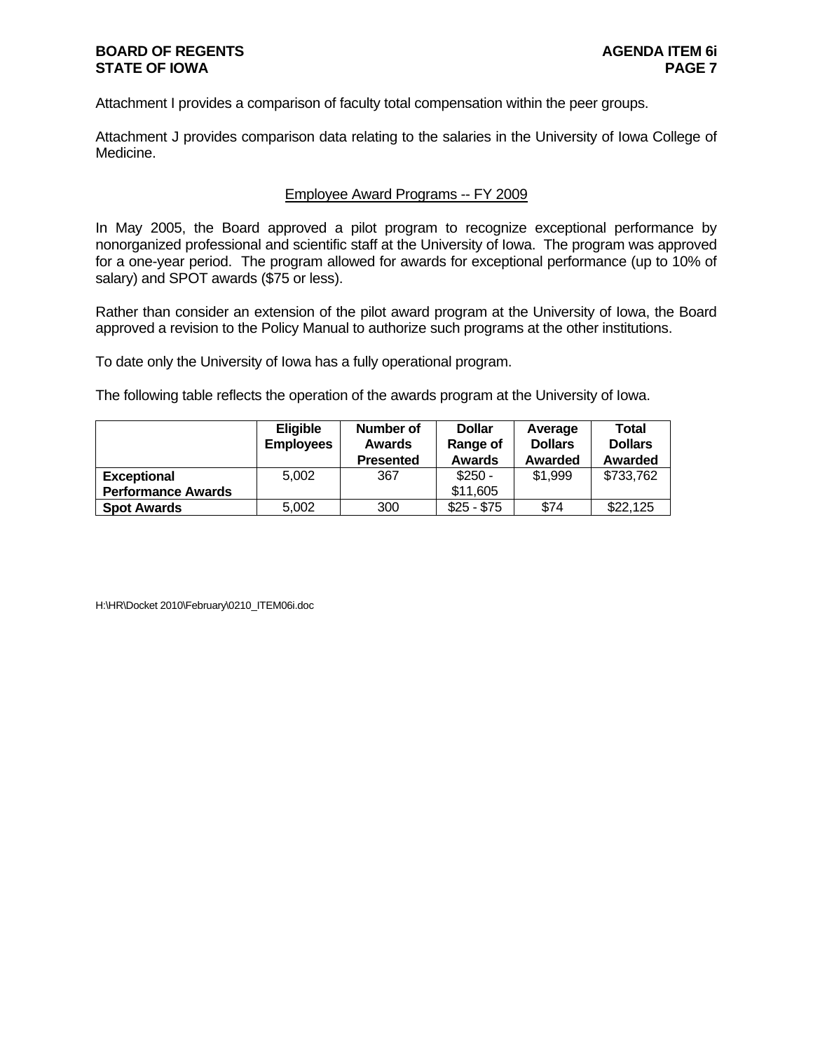Attachment I provides a comparison of faculty total compensation within the peer groups.

Attachment J provides comparison data relating to the salaries in the University of Iowa College of Medicine.

## Employee Award Programs -- FY 2009

In May 2005, the Board approved a pilot program to recognize exceptional performance by nonorganized professional and scientific staff at the University of Iowa. The program was approved for a one-year period. The program allowed for awards for exceptional performance (up to 10% of salary) and SPOT awards ($75 or less).

Rather than consider an extension of the pilot award program at the University of Iowa, the Board approved a revision to the Policy Manual to authorize such programs at the other institutions.

To date only the University of Iowa has a fully operational program.

The following table reflects the operation of the awards program at the University of Iowa.

| | Eligible Employees | Number of Awards Presented | Dollar Range of Awards | Average Dollars Awarded | Total Dollars Awarded |
|---|---|---|---|---|---|
| **Exceptional Performance Awards** | 5,002 | 367 | $250 - $11,605 | $1,999 | $733,762 |
| **Spot Awards** | 5,002 | 300 | $25 - $75 | $74 | $22,125 |

H:\HR\Docket 2010\February\0210_ITEM06i.doc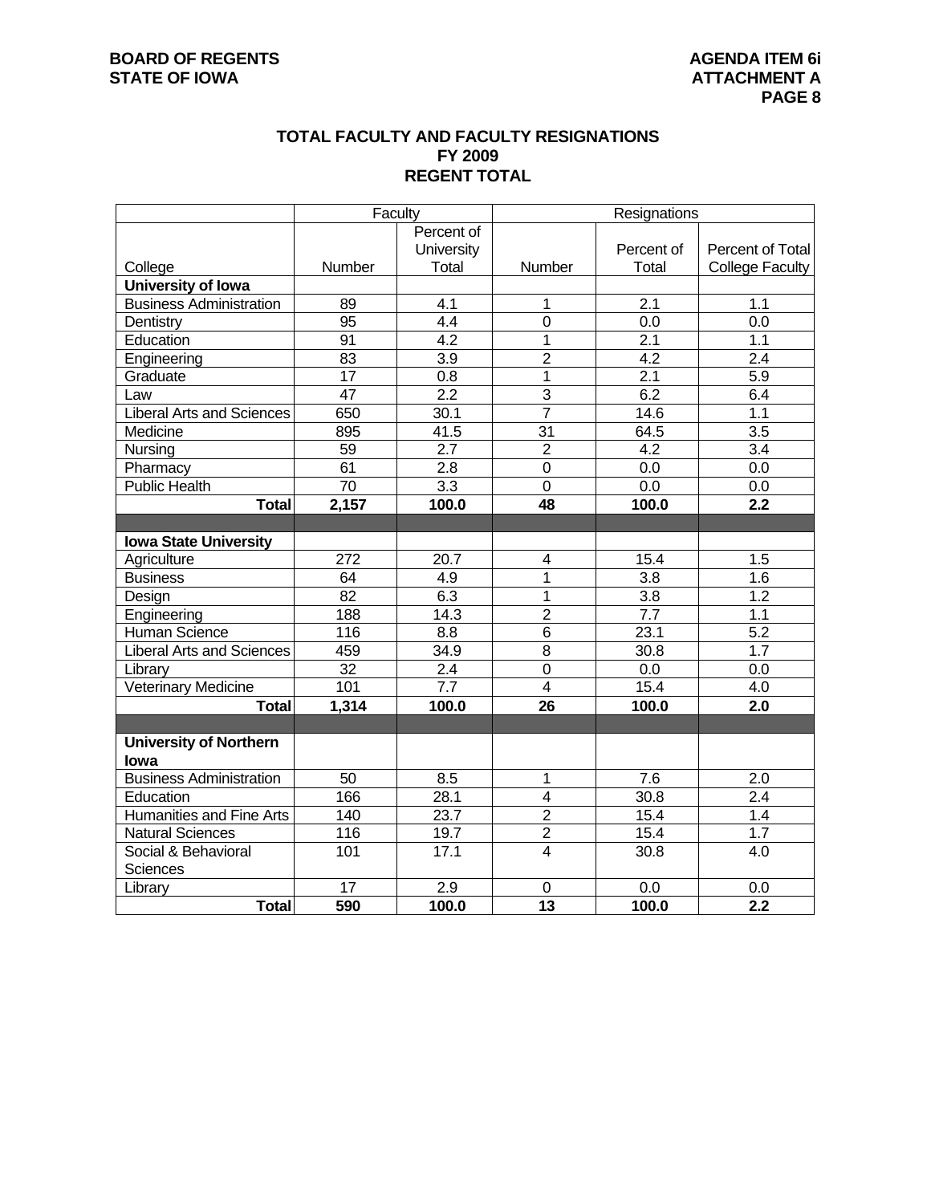BOARD OF REGENTS
STATE OF IOWA

AGENDA ITEM 6i
ATTACHMENT A

## TOTAL FACULTY AND FACULTY RESIGNATIONS
## FY 2009
## REGENT TOTAL

| | Faculty | | Resignations | | |
|---|---|---|---|---|---|
| College | Number | Percent of University Total | Number | Percent of Total | Percent of Total College Faculty |
| **University of Iowa** | | | | | |
| Business Administration | 89 | 4.1 | 1 | 2.1 | 1.1 |
| Dentistry | 95 | 4.4 | 0 | 0.0 | 0.0 |
| Education | 91 | 4.2 | 1 | 2.1 | 1.1 |
| Engineering | 83 | 3.9 | 2 | 4.2 | 2.4 |
| Graduate | 17 | 0.8 | 1 | 2.1 | 5.9 |
| Law | 47 | 2.2 | 3 | 6.2 | 6.4 |
| Liberal Arts and Sciences | 650 | 30.1 | 7 | 14.6 | 1.1 |
| Medicine | 895 | 41.5 | 31 | 64.5 | 3.5 |
| Nursing | 59 | 2.7 | 2 | 4.2 | 3.4 |
| Pharmacy | 61 | 2.8 | 0 | 0.0 | 0.0 |
| Public Health | 70 | 3.3 | 0 | 0.0 | 0.0 |
| **Total** | **2,157** | **100.0** | **48** | **100.0** | **2.2** |
| | | | | | |
| **Iowa State University** | | | | | |
| Agriculture | 272 | 20.7 | 4 | 15.4 | 1.5 |
| Business | 64 | 4.9 | 1 | 3.8 | 1.6 |
| Design | 82 | 6.3 | 1 | 3.8 | 1.2 |
| Engineering | 188 | 14.3 | 2 | 7.7 | 1.1 |
| Human Science | 116 | 8.8 | 6 | 23.1 | 5.2 |
| Liberal Arts and Sciences | 459 | 34.9 | 8 | 30.8 | 1.7 |
| Library | 32 | 2.4 | 0 | 0.0 | 0.0 |
| Veterinary Medicine | 101 | 7.7 | 4 | 15.4 | 4.0 |
| **Total** | **1,314** | **100.0** | **26** | **100.0** | **2.0** |
| | | | | | |
| **University of Northern Iowa** | | | | | |
| Business Administration | 50 | 8.5 | 1 | 7.6 | 2.0 |
| Education | 166 | 28.1 | 4 | 30.8 | 2.4 |
| Humanities and Fine Arts | 140 | 23.7 | 2 | 15.4 | 1.4 |
| Natural Sciences | 116 | 19.7 | 2 | 15.4 | 1.7 |
| Social & Behavioral Sciences | 101 | 17.1 | 4 | 30.8 | 4.0 |
| Library | 17 | 2.9 | 0 | 0.0 | 0.0 |
| **Total** | **590** | **100.0** | **13** | **100.0** | **2.2** |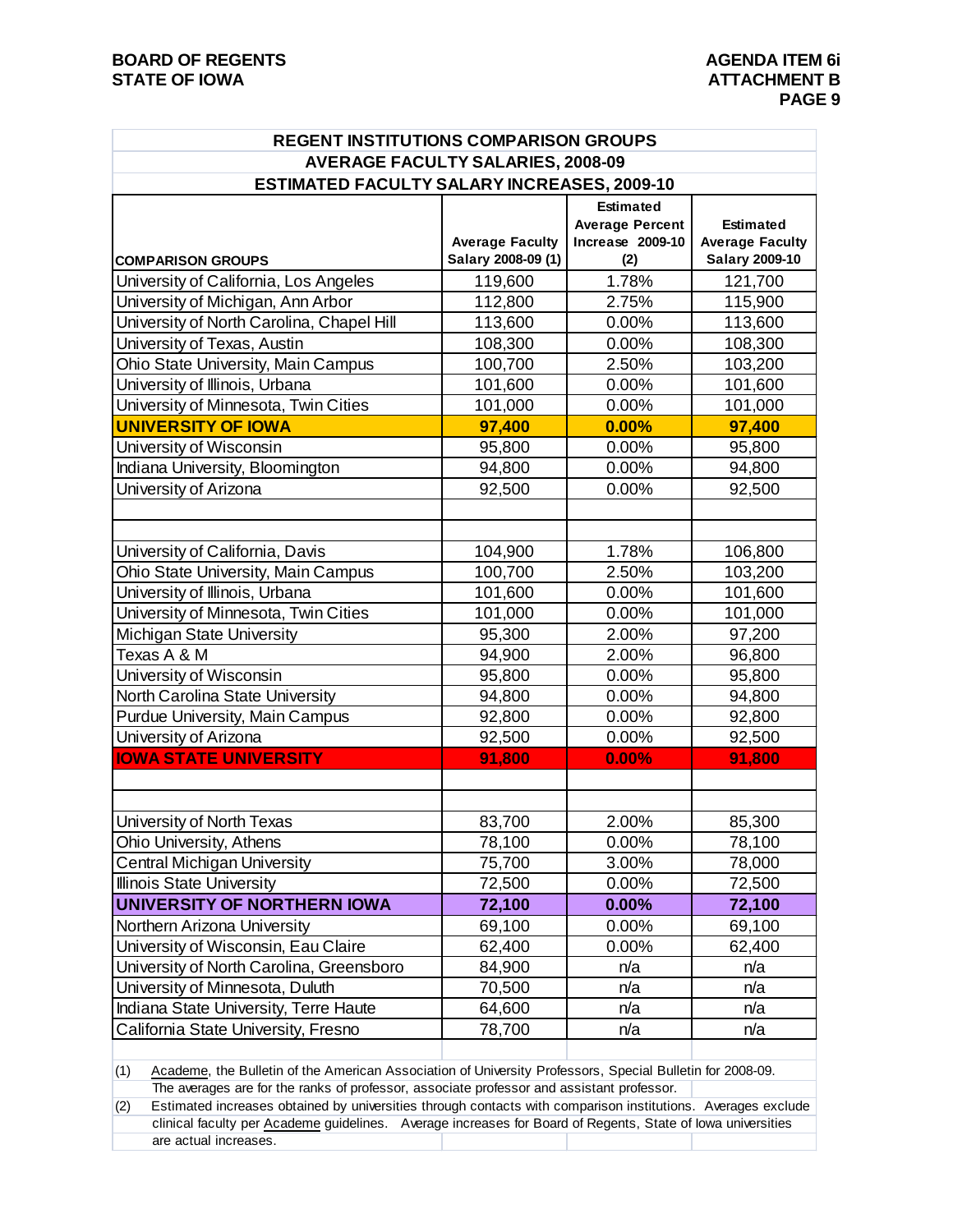**BOARD OF REGENTS**
**STATE OF IOWA**

**AGENDA ITEM 6i**
**ATTACHMENT B**

## REGENT INSTITUTIONS COMPARISON GROUPS
## AVERAGE FACULTY SALARIES, 2008-09
## ESTIMATED FACULTY SALARY INCREASES, 2009-10

| COMPARISON GROUPS | Average Faculty Salary 2008-09 (1) | Estimated Average Percent Increase 2009-10 (2) | Estimated Average Faculty Salary 2009-10 |
|---|---|---|---|
| University of California, Los Angeles | 119,600 | 1.78% | 121,700 |
| University of Michigan, Ann Arbor | 112,800 | 2.75% | 115,900 |
| University of North Carolina, Chapel Hill | 113,600 | 0.00% | 113,600 |
| University of Texas, Austin | 108,300 | 0.00% | 108,300 |
| Ohio State University, Main Campus | 100,700 | 2.50% | 103,200 |
| University of Illinois, Urbana | 101,600 | 0.00% | 101,600 |
| University of Minnesota, Twin Cities | 101,000 | 0.00% | 101,000 |
| **UNIVERSITY OF IOWA** | **97,400** | **0.00%** | **97,400** |
| University of Wisconsin | 95,800 | 0.00% | 95,800 |
| Indiana University, Bloomington | 94,800 | 0.00% | 94,800 |
| University of Arizona | 92,500 | 0.00% | 92,500 |
| | | | |
| | | | |
| University of California, Davis | 104,900 | 1.78% | 106,800 |
| Ohio State University, Main Campus | 100,700 | 2.50% | 103,200 |
| University of Illinois, Urbana | 101,600 | 0.00% | 101,600 |
| University of Minnesota, Twin Cities | 101,000 | 0.00% | 101,000 |
| Michigan State University | 95,300 | 2.00% | 97,200 |
| Texas A & M | 94,900 | 2.00% | 96,800 |
| University of Wisconsin | 95,800 | 0.00% | 95,800 |
| North Carolina State University | 94,800 | 0.00% | 94,800 |
| Purdue University, Main Campus | 92,800 | 0.00% | 92,800 |
| University of Arizona | 92,500 | 0.00% | 92,500 |
| **IOWA STATE UNIVERSITY** | **91,800** | **0.00%** | **91,800** |
| | | | |
| | | | |
| University of North Texas | 83,700 | 2.00% | 85,300 |
| Ohio University, Athens | 78,100 | 0.00% | 78,100 |
| Central Michigan University | 75,700 | 3.00% | 78,000 |
| Illinois State University | 72,500 | 0.00% | 72,500 |
| **UNIVERSITY OF NORTHERN IOWA** | **72,100** | **0.00%** | **72,100** |
| Northern Arizona University | 69,100 | 0.00% | 69,100 |
| University of Wisconsin, Eau Claire | 62,400 | 0.00% | 62,400 |
| University of North Carolina, Greensboro | 84,900 | n/a | n/a |
| University of Minnesota, Duluth | 70,500 | n/a | n/a |
| Indiana State University, Terre Haute | 64,600 | n/a | n/a |
| California State University, Fresno | 78,700 | n/a | n/a |

(1) Academe, the Bulletin of the American Association of University Professors, Special Bulletin for 2008-09. The averages are for the ranks of professor, associate professor and assistant professor.

(2) Estimated increases obtained by universities through contacts with comparison institutions. Averages exclude clinical faculty per Academe guidelines. Average increases for Board of Regents, State of Iowa universities are actual increases.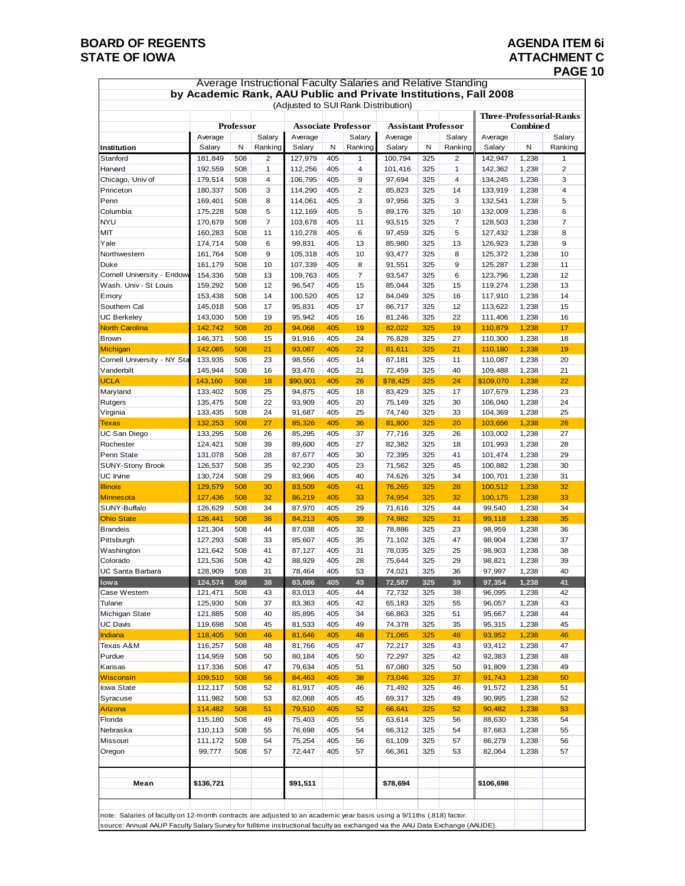BOARD OF REGENTS
STATE OF IOWA

AGENDA ITEM 6i
ATTACHMENT C

## Average Instructional Faculty Salaries and Relative Standing by Academic Rank, AAU Public and Private Institutions, Fall 2008

(Adjusted to SUI Rank Distribution)

| | Professor | | | Associate Professor | | | Assistant Professor | | | Three-Professorial-Ranks Combined | | |
|---|---|---|---|---|---|---|---|---|---|---|---|---|
| Institution | Average Salary | N | Salary Ranking | Average Salary | N | Salary Ranking | Average Salary | N | Salary Ranking | Average Salary | N | Salary Ranking |
| Stanford | 181,849 | 508 | 2 | 127,979 | 405 | 1 | 100,794 | 325 | 2 | 142,947 | 1,238 | 1 |
| Harvard | 192,559 | 508 | 1 | 112,256 | 405 | 4 | 101,416 | 325 | 1 | 142,362 | 1,238 | 2 |
| Chicago, Univ of | 179,514 | 508 | 4 | 106,795 | 405 | 9 | 97,694 | 325 | 4 | 134,245 | 1,238 | 3 |
| Princeton | 180,337 | 508 | 3 | 114,290 | 405 | 2 | 85,823 | 325 | 14 | 133,919 | 1,238 | 4 |
| Penn | 169,401 | 508 | 8 | 114,061 | 405 | 3 | 97,956 | 325 | 3 | 132,541 | 1,238 | 5 |
| Columbia | 175,228 | 508 | 5 | 112,169 | 405 | 5 | 89,176 | 325 | 10 | 132,009 | 1,238 | 6 |
| NYU | 170,679 | 508 | 7 | 103,678 | 405 | 11 | 93,515 | 325 | 7 | 128,503 | 1,238 | 7 |
| MIT | 160,283 | 508 | 11 | 110,278 | 405 | 6 | 97,459 | 325 | 5 | 127,432 | 1,238 | 8 |
| Yale | 174,714 | 508 | 6 | 99,831 | 405 | 13 | 85,980 | 325 | 13 | 126,923 | 1,238 | 9 |
| Northwestern | 161,764 | 508 | 9 | 105,318 | 405 | 10 | 93,477 | 325 | 8 | 125,372 | 1,238 | 10 |
| Duke | 161,179 | 508 | 10 | 107,339 | 405 | 8 | 91,551 | 325 | 9 | 125,287 | 1,238 | 11 |
| Cornell University - Endow | 154,336 | 508 | 13 | 109,763 | 405 | 7 | 93,547 | 325 | 6 | 123,796 | 1,238 | 12 |
| Wash. Univ - St Louis | 159,292 | 508 | 12 | 96,547 | 405 | 15 | 85,044 | 325 | 15 | 119,274 | 1,238 | 13 |
| Emory | 153,438 | 508 | 14 | 100,520 | 405 | 12 | 84,049 | 325 | 16 | 117,910 | 1,238 | 14 |
| Southern Cal | 145,018 | 508 | 17 | 95,831 | 405 | 17 | 86,717 | 325 | 12 | 113,622 | 1,238 | 15 |
| UC Berkeley | 143,030 | 508 | 19 | 95,942 | 405 | 16 | 81,246 | 325 | 22 | 111,406 | 1,238 | 16 |
| North Carolina | 142,742 | 508 | 20 | 94,068 | 405 | 19 | 82,022 | 325 | 19 | 110,879 | 1,238 | 17 |
| Brown | 146,371 | 508 | 15 | 91,916 | 405 | 24 | 76,828 | 325 | 27 | 110,300 | 1,238 | 18 |
| Michigan | 142,085 | 508 | 21 | 93,087 | 405 | 22 | 81,611 | 325 | 21 | 110,180 | 1,238 | 19 |
| Cornell University - NY Sta | 133,935 | 508 | 23 | 98,556 | 405 | 14 | 87,181 | 325 | 11 | 110,087 | 1,238 | 20 |
| Vanderbilt | 145,944 | 508 | 16 | 93,476 | 405 | 21 | 72,459 | 325 | 40 | 109,488 | 1,238 | 21 |
| UCLA | 143,160 | 508 | 18 | $90,901 | 405 | 26 | $78,425 | 325 | 24 | $109,070 | 1,238 | 22 |
| Maryland | 133,402 | 508 | 25 | 94,875 | 405 | 18 | 83,429 | 325 | 17 | 107,679 | 1,238 | 23 |
| Rutgers | 135,475 | 508 | 22 | 93,909 | 405 | 20 | 75,149 | 325 | 30 | 106,040 | 1,238 | 24 |
| Virginia | 133,435 | 508 | 24 | 91,687 | 405 | 25 | 74,740 | 325 | 33 | 104,369 | 1,238 | 25 |
| Texas | 132,253 | 508 | 27 | 85,326 | 405 | 36 | 81,800 | 325 | 20 | 103,656 | 1,238 | 26 |
| UC San Diego | 133,295 | 508 | 26 | 85,295 | 405 | 37 | 77,716 | 325 | 26 | 103,002 | 1,238 | 27 |
| Rochester | 124,421 | 508 | 39 | 89,600 | 405 | 27 | 82,382 | 325 | 18 | 101,993 | 1,238 | 28 |
| Penn State | 131,078 | 508 | 28 | 87,677 | 405 | 30 | 72,395 | 325 | 41 | 101,474 | 1,238 | 29 |
| SUNY-Stony Brook | 126,537 | 508 | 35 | 92,230 | 405 | 23 | 71,562 | 325 | 45 | 100,882 | 1,238 | 30 |
| UC Irvine | 130,724 | 508 | 29 | 83,966 | 405 | 40 | 74,626 | 325 | 34 | 100,701 | 1,238 | 31 |
| Illinois | 129,579 | 508 | 30 | 83,509 | 405 | 41 | 76,265 | 325 | 28 | 100,512 | 1,238 | 32 |
| Minnesota | 127,436 | 508 | 32 | 86,219 | 405 | 33 | 74,954 | 325 | 32 | 100,175 | 1,238 | 33 |
| SUNY-Buffalo | 126,629 | 508 | 34 | 87,970 | 405 | 29 | 71,616 | 325 | 44 | 99,540 | 1,238 | 34 |
| Ohio State | 126,441 | 508 | 36 | 84,213 | 405 | 39 | 74,982 | 325 | 31 | 99,118 | 1,238 | 35 |
| Brandeis | 121,304 | 508 | 44 | 87,038 | 405 | 32 | 78,886 | 325 | 23 | 98,959 | 1,238 | 36 |
| Pittsburgh | 127,293 | 508 | 33 | 85,607 | 405 | 35 | 71,102 | 325 | 47 | 98,904 | 1,238 | 37 |
| Washington | 121,642 | 508 | 41 | 87,127 | 405 | 31 | 78,035 | 325 | 25 | 98,903 | 1,238 | 38 |
| Colorado | 121,536 | 508 | 42 | 88,929 | 405 | 28 | 75,644 | 325 | 29 | 98,821 | 1,238 | 39 |
| UC Santa Barbara | 128,909 | 508 | 31 | 78,464 | 405 | 53 | 74,021 | 325 | 36 | 97,997 | 1,238 | 40 |
| **Iowa** | **124,574** | **508** | **38** | **83,086** | **405** | **43** | **72,587** | **325** | **39** | **97,354** | **1,238** | **41** |
| Case Western | 121,471 | 508 | 43 | 83,013 | 405 | 44 | 72,732 | 325 | 38 | 96,095 | 1,238 | 42 |
| Tulane | 125,930 | 508 | 37 | 83,363 | 405 | 42 | 65,183 | 325 | 55 | 96,057 | 1,238 | 43 |
| Michigan State | 121,885 | 508 | 40 | 85,895 | 405 | 34 | 66,863 | 325 | 51 | 95,667 | 1,238 | 44 |
| UC Davis | 119,698 | 508 | 45 | 81,533 | 405 | 49 | 74,378 | 325 | 35 | 95,315 | 1,238 | 45 |
| Indiana | 118,405 | 508 | 46 | 81,646 | 405 | 48 | 71,065 | 325 | 48 | 93,952 | 1,238 | 46 |
| Texas A&M | 116,257 | 508 | 48 | 81,766 | 405 | 47 | 72,217 | 325 | 43 | 93,412 | 1,238 | 47 |
| Purdue | 114,959 | 508 | 50 | 80,184 | 405 | 50 | 72,297 | 325 | 42 | 92,383 | 1,238 | 48 |
| Kansas | 117,336 | 508 | 47 | 79,634 | 405 | 51 | 67,080 | 325 | 50 | 91,809 | 1,238 | 49 |
| Wisconsin | 109,510 | 508 | 56 | 84,463 | 405 | 38 | 73,046 | 325 | 37 | 91,743 | 1,238 | 50 |
| Iowa State | 112,117 | 508 | 52 | 81,917 | 405 | 46 | 71,492 | 325 | 46 | 91,572 | 1,238 | 51 |
| Syracuse | 111,982 | 508 | 53 | 82,068 | 405 | 45 | 69,317 | 325 | 49 | 90,995 | 1,238 | 52 |
| Arizona | 114,482 | 508 | 51 | 79,510 | 405 | 52 | 66,641 | 325 | 52 | 90,482 | 1,238 | 53 |
| Florida | 115,180 | 508 | 49 | 75,403 | 405 | 55 | 63,614 | 325 | 56 | 88,630 | 1,238 | 54 |
| Nebraska | 110,113 | 508 | 55 | 76,698 | 405 | 54 | 66,312 | 325 | 54 | 87,683 | 1,238 | 55 |
| Missouri | 111,172 | 508 | 54 | 75,254 | 405 | 56 | 61,109 | 325 | 57 | 86,279 | 1,238 | 56 |
| Oregon | 99,777 | 508 | 57 | 72,447 | 405 | 57 | 66,361 | 325 | 53 | 82,064 | 1,238 | 57 |
| **Mean** | **$136,721** | | | **$91,511** | | | **$78,694** | | | **$106,698** | | |

note: Salaries of faculty on 12-month contracts are adjusted to an academic year basis using a 9/11ths (.818) factor.
source: Annual AAUP Faculty Salary Survey for fulltime instructional faculty as exchanged via the AAU Data Exchange (AAUDE).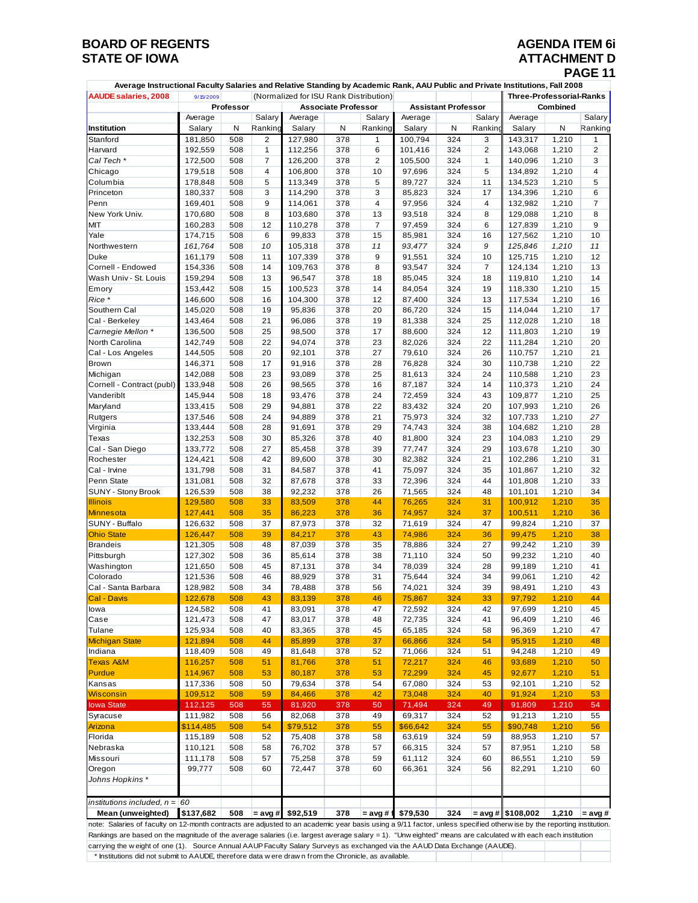**BOARD OF REGENTS**
**STATE OF IOWA**

**AGENDA ITEM 6i**
**ATTACHMENT D**
**PAGE 11**

**Average Instructional Faculty Salaries and Relative Standing by Academic Rank, AAU Public and Private Institutions, Fall 2008**

| AAUDE salaries, 2008 | 9/15/2009 | | (Normalized for ISU Rank Distribution) | | | | | | Three-Professorial-Ranks | | |
|---|---|---|---|---|---|---|---|---|---|---|---|
| | Professor | | | Associate Professor | | | Assistant Professor | | | Combined | |
| | Average | | Salary | Average | | Salary | Average | | Salary | Average | | Salary |
| Institution | Salary | N | Ranking | Salary | N | Ranking | Salary | N | Ranking | Salary | N | Ranking |
| Stanford | 181,850 | 508 | 2 | 127,980 | 378 | 1 | 100,794 | 324 | 3 | 143,317 | 1,210 | 1 |
| Harvard | 192,559 | 508 | 1 | 112,256 | 378 | 6 | 101,416 | 324 | 2 | 143,068 | 1,210 | 2 |
| *Cal Tech ** | 172,500 | 508 | 7 | 126,200 | 378 | 2 | 105,500 | 324 | 1 | 140,096 | 1,210 | 3 |
| Chicago | 179,518 | 508 | 4 | 106,800 | 378 | 10 | 97,696 | 324 | 5 | 134,892 | 1,210 | 4 |
| Columbia | 178,848 | 508 | 5 | 113,349 | 378 | 5 | 89,727 | 324 | 11 | 134,523 | 1,210 | 5 |
| Princeton | 180,337 | 508 | 3 | 114,290 | 378 | 3 | 85,823 | 324 | 17 | 134,396 | 1,210 | 6 |
| Penn | 169,401 | 508 | 9 | 114,061 | 378 | 4 | 97,956 | 324 | 4 | 132,982 | 1,210 | 7 |
| New York Univ. | 170,680 | 508 | 8 | 103,680 | 378 | 13 | 93,518 | 324 | 8 | 129,088 | 1,210 | 8 |
| MIT | 160,283 | 508 | 12 | 110,278 | 378 | 7 | 97,459 | 324 | 6 | 127,839 | 1,210 | 9 |
| Yale | 174,715 | 508 | 6 | 99,833 | 378 | 15 | 85,981 | 324 | 16 | 127,562 | 1,210 | 10 |
| Northwestern | *161,764* | 508 | *10* | 105,318 | 378 | *11* | *93,477* | 324 | *9* | *125,846* | *1,210* | *11* |
| Duke | 161,179 | 508 | 11 | 107,339 | 378 | 9 | 91,551 | 324 | 10 | 125,715 | 1,210 | 12 |
| Cornell - Endowed | 154,336 | 508 | 14 | 109,763 | 378 | 8 | 93,547 | 324 | 7 | 124,134 | 1,210 | 13 |
| Wash Univ - St. Louis | 159,294 | 508 | 13 | 96,547 | 378 | 18 | 85,045 | 324 | 18 | 119,810 | 1,210 | 14 |
| Emory | 153,442 | 508 | 15 | 100,523 | 378 | 14 | 84,054 | 324 | 19 | 118,330 | 1,210 | 15 |
| *Rice ** | 146,600 | 508 | 16 | 104,300 | 378 | 12 | 87,400 | 324 | 13 | 117,534 | 1,210 | 16 |
| Southern Cal | 145,020 | 508 | 19 | 95,836 | 378 | 20 | 86,720 | 324 | 15 | 114,044 | 1,210 | 17 |
| Cal - Berkeley | 143,464 | 508 | 21 | 96,086 | 378 | 19 | 81,338 | 324 | 25 | 112,028 | 1,210 | 18 |
| *Carnegie Mellon ** | 136,500 | 508 | 25 | 98,500 | 378 | 17 | 88,600 | 324 | 12 | 111,803 | 1,210 | 19 |
| North Carolina | 142,749 | 508 | 22 | 94,074 | 378 | 23 | 82,026 | 324 | 22 | 111,284 | 1,210 | 20 |
| Cal - Los Angeles | 144,505 | 508 | 20 | 92,101 | 378 | 27 | 79,610 | 324 | 26 | 110,757 | 1,210 | 21 |
| Brown | 146,371 | 508 | 17 | 91,916 | 378 | 28 | 76,828 | 324 | 30 | 110,738 | 1,210 | 22 |
| Michigan | 142,088 | 508 | 23 | 93,089 | 378 | 25 | 81,613 | 324 | 24 | 110,588 | 1,210 | 23 |
| Cornell - Contract (publ) | 133,948 | 508 | 26 | 98,565 | 378 | 16 | 87,187 | 324 | 14 | 110,373 | 1,210 | 24 |
| Vanderiblt | 145,944 | 508 | 18 | 93,476 | 378 | 24 | 72,459 | 324 | 43 | 109,877 | 1,210 | 25 |
| Maryland | 133,415 | 508 | 29 | 94,881 | 378 | 22 | 83,432 | 324 | 20 | 107,993 | 1,210 | 26 |
| Rutgers | 137,546 | 508 | 24 | 94,889 | 378 | 21 | 75,973 | 324 | 32 | 107,733 | 1,210 | *27* |
| Virginia | 133,444 | 508 | 28 | 91,691 | 378 | 29 | 74,743 | 324 | 38 | 104,682 | 1,210 | 28 |
| Texas | 132,253 | 508 | 30 | 85,326 | 378 | 40 | 81,800 | 324 | 23 | 104,083 | 1,210 | 29 |
| Cal - San Diego | 133,772 | 508 | 27 | 85,458 | 378 | 39 | 77,747 | 324 | 29 | 103,678 | 1,210 | 30 |
| Rochester | 124,421 | 508 | 42 | 89,600 | 378 | 30 | 82,382 | 324 | 21 | 102,286 | 1,210 | 31 |
| Cal - Irvine | 131,798 | 508 | 31 | 84,587 | 378 | 41 | 75,097 | 324 | 35 | 101,867 | 1,210 | 32 |
| Penn State | 131,081 | 508 | 32 | 87,678 | 378 | 33 | 72,396 | 324 | 44 | 101,808 | 1,210 | 33 |
| SUNY - Stony Brook | 126,539 | 508 | 38 | 92,232 | 378 | 26 | 71,565 | 324 | 48 | 101,101 | 1,210 | 34 |
| Illinois | 129,580 | 508 | 33 | 83,509 | 378 | 44 | 76,265 | 324 | 31 | 100,912 | 1,210 | 35 |
| Minnesota | 127,441 | 508 | 35 | 86,223 | 378 | 36 | 74,957 | 324 | 37 | 100,511 | 1,210 | 36 |
| SUNY - Buffalo | 126,632 | 508 | 37 | 87,973 | 378 | 32 | 71,619 | 324 | 47 | 99,824 | 1,210 | 37 |
| Ohio State | 126,447 | 508 | 39 | 84,217 | 378 | 43 | 74,986 | 324 | 36 | 99,475 | 1,210 | 38 |
| Brandeis | 121,305 | 508 | 48 | 87,039 | 378 | 35 | 78,886 | 324 | 27 | 99,242 | 1,210 | 39 |
| Pittsburgh | 127,302 | 508 | 36 | 85,614 | 378 | 38 | 71,110 | 324 | 50 | 99,232 | 1,210 | 40 |
| Washington | 121,650 | 508 | 45 | 87,131 | 378 | 34 | 78,039 | 324 | 28 | 99,189 | 1,210 | 41 |
| Colorado | 121,536 | 508 | 46 | 88,929 | 378 | 31 | 75,644 | 324 | 34 | 99,061 | 1,210 | 42 |
| Cal - Santa Barbara | 128,982 | 508 | 34 | 78,488 | 378 | 56 | 74,021 | 324 | 39 | 98,491 | 1,210 | 43 |
| Cal - Davis | 122,678 | 508 | 43 | 83,139 | 378 | 46 | 75,867 | 324 | 33 | 97,792 | 1,210 | 44 |
| Iowa | 124,582 | 508 | 41 | 83,091 | 378 | 47 | 72,592 | 324 | 42 | 97,699 | 1,210 | 45 |
| Case | 121,473 | 508 | 47 | 83,017 | 378 | 48 | 72,735 | 324 | 41 | 96,409 | 1,210 | 46 |
| Tulane | 125,934 | 508 | 40 | 83,365 | 378 | 45 | 65,185 | 324 | 58 | 96,369 | 1,210 | 47 |
| Michigan State | 121,894 | 508 | 44 | 85,899 | 378 | 37 | 66,866 | 324 | 54 | 95,915 | 1,210 | 48 |
| Indiana | 118,409 | 508 | 49 | 81,648 | 378 | 52 | 71,066 | 324 | 51 | 94,248 | 1,210 | 49 |
| Texas A&M | 116,257 | 508 | 51 | 81,766 | 378 | 51 | 72,217 | 324 | 46 | 93,689 | 1,210 | 50 |
| Purdue | 114,967 | 508 | 53 | 80,187 | 378 | 53 | 72,299 | 324 | 45 | 92,677 | 1,210 | 51 |
| Kansas | 117,336 | 508 | 50 | 79,634 | 378 | 54 | 67,080 | 324 | 53 | 92,101 | 1,210 | 52 |
| Wisconsin | 109,512 | 508 | 59 | 84,466 | 378 | 42 | 73,048 | 324 | 40 | 91,924 | 1,210 | 53 |
| Iowa State | 112,125 | 508 | 55 | 81,920 | 378 | 50 | 71,494 | 324 | 49 | 91,809 | 1,210 | 54 |
| Syracuse | 111,982 | 508 | 56 | 82,068 | 378 | 49 | 69,317 | 324 | 52 | 91,213 | 1,210 | 55 |
| Arizona | $114,485 | 508 | 54 | $79,512 | 378 | 55 | $66,642 | 324 | 55 | $90,748 | 1,210 | 56 |
| Florida | 115,189 | 508 | 52 | 75,408 | 378 | 58 | 63,619 | 324 | 59 | 88,953 | 1,210 | 57 |
| Nebraska | 110,121 | 508 | 58 | 76,702 | 378 | 57 | 66,315 | 324 | 57 | 87,951 | 1,210 | 58 |
| Missouri | 111,178 | 508 | 57 | 75,258 | 378 | 59 | 61,112 | 324 | 60 | 86,551 | 1,210 | 59 |
| Oregon | 99,777 | 508 | 60 | 72,447 | 378 | 60 | 66,361 | 324 | 56 | 82,291 | 1,210 | 60 |
| *Johns Hopkins ** | | | | | | | | | | | | |
| *institutions included, n =* | *60* | | | | | | | | | | | |
| **Mean (unweighted)** | **$137,682** | **508** | **= avg #** | **$92,519** | **378** | **= avg #** | **$79,530** | **324** | **= avg #** | **$108,002** | **1,210** | **= avg #** |

note: Salaries of faculty on 12-month contracts are adjusted to an academic year basis using a 9/11 factor, unless specified otherwise by the reporting institution. Rankings are based on the magnitude of the average salaries (i.e. largest average salary = 1). "Unweighted" means are calculated with each each institution carrying the weight of one (1). Source Annual AAUP Faculty Salary Surveys as exchanged via the AAUD Data Exchange (AAUDE).

\* Institutions did not submit to AAUDE, therefore data were drawn from the Chronicle, as available.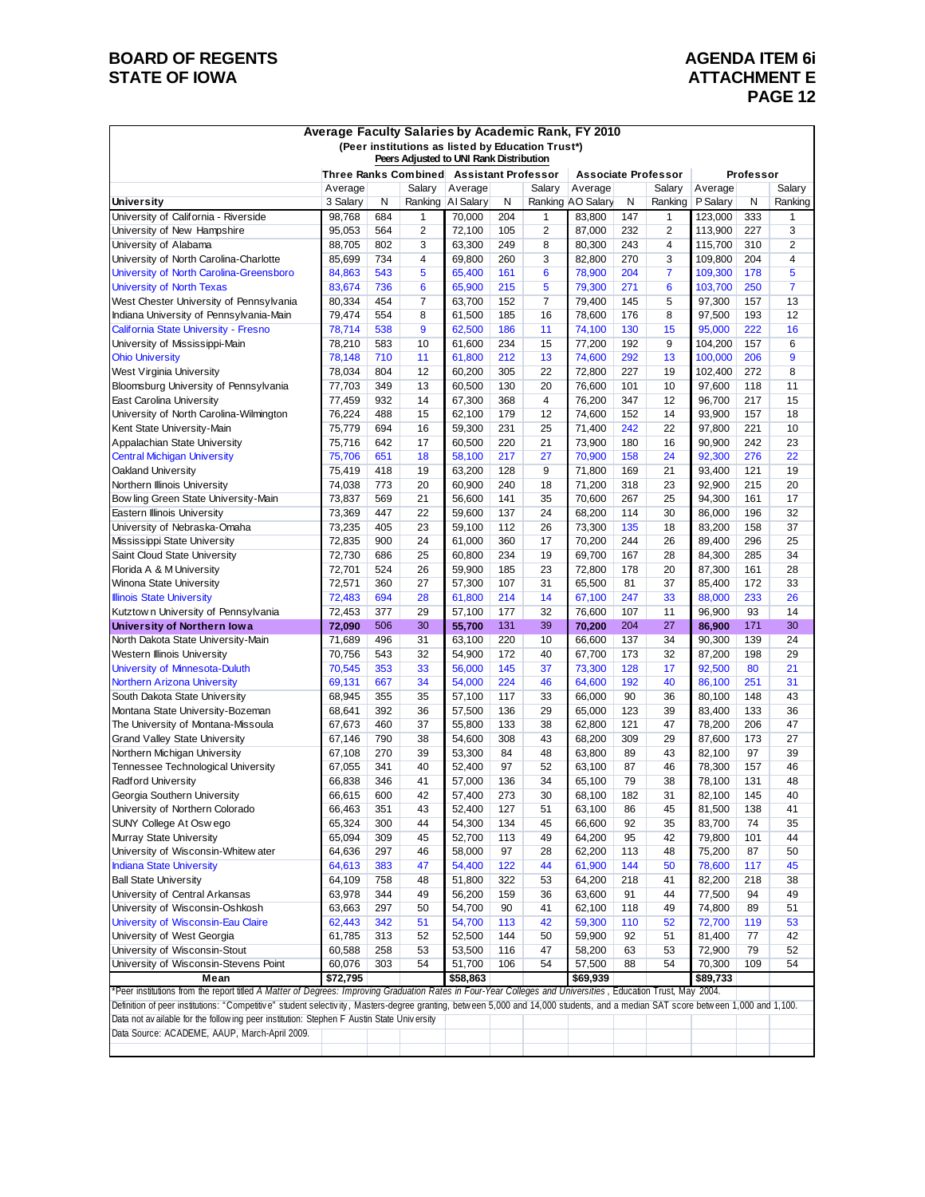**BOARD OF REGENTS**
**STATE OF IOWA**

**AGENDA ITEM 6i**
**ATTACHMENT E**

## Average Faculty Salaries by Academic Rank, FY 2010

**(Peer institutions as listed by Education Trust*)**

**Peers Adjusted to UNI Rank Distribution**

| | Three Ranks Combined | | | Assistant Professor | | | Associate Professor | | | Professor | | |
|---|---|---|---|---|---|---|---|---|---|---|---|---|
| University | Average 3 Salary | N | Salary Ranking | Average AI Salary | N | Salary Ranking | Average AO Salary | N | Salary Ranking | Average P Salary | N | Salary Ranking |
| University of California - Riverside | 98,768 | 684 | 1 | 70,000 | 204 | 1 | 83,800 | 147 | 1 | 123,000 | 333 | 1 |
| University of New Hampshire | 95,053 | 564 | 2 | 72,100 | 105 | 2 | 87,000 | 232 | 2 | 113,900 | 227 | 3 |
| University of Alabama | 88,705 | 802 | 3 | 63,300 | 249 | 8 | 80,300 | 243 | 4 | 115,700 | 310 | 2 |
| University of North Carolina-Charlotte | 85,699 | 734 | 4 | 69,800 | 260 | 3 | 82,800 | 270 | 3 | 109,800 | 204 | 4 |
| University of North Carolina-Greensboro | 84,863 | 543 | 5 | 65,400 | 161 | 6 | 78,900 | 204 | 7 | 109,300 | 178 | 5 |
| University of North Texas | 83,674 | 736 | 6 | 65,900 | 215 | 5 | 79,300 | 271 | 6 | 103,700 | 250 | 7 |
| West Chester University of Pennsylvania | 80,334 | 454 | 7 | 63,700 | 152 | 7 | 79,400 | 145 | 5 | 97,300 | 157 | 13 |
| Indiana University of Pennsylvania-Main | 79,474 | 554 | 8 | 61,500 | 185 | 16 | 78,600 | 176 | 8 | 97,500 | 193 | 12 |
| California State University - Fresno | 78,714 | 538 | 9 | 62,500 | 186 | 11 | 74,100 | 130 | 15 | 95,000 | 222 | 16 |
| University of Mississippi-Main | 78,210 | 583 | 10 | 61,600 | 234 | 15 | 77,200 | 192 | 9 | 104,200 | 157 | 6 |
| Ohio University | 78,148 | 710 | 11 | 61,800 | 212 | 13 | 74,600 | 292 | 13 | 100,000 | 206 | 9 |
| West Virginia University | 78,034 | 804 | 12 | 60,200 | 305 | 22 | 72,800 | 227 | 19 | 102,400 | 272 | 8 |
| Bloomsburg University of Pennsylvania | 77,703 | 349 | 13 | 60,500 | 130 | 20 | 76,600 | 101 | 10 | 97,600 | 118 | 11 |
| East Carolina University | 77,459 | 932 | 14 | 67,300 | 368 | 4 | 76,200 | 347 | 12 | 96,700 | 217 | 15 |
| University of North Carolina-Wilmington | 76,224 | 488 | 15 | 62,100 | 179 | 12 | 74,600 | 152 | 14 | 93,900 | 157 | 18 |
| Kent State University-Main | 75,779 | 694 | 16 | 59,300 | 231 | 25 | 71,400 | 242 | 22 | 97,800 | 221 | 10 |
| Appalachian State University | 75,716 | 642 | 17 | 60,500 | 220 | 21 | 73,900 | 180 | 16 | 90,900 | 242 | 23 |
| Central Michigan University | 75,706 | 651 | 18 | 58,100 | 217 | 27 | 70,900 | 158 | 24 | 92,300 | 276 | 22 |
| Oakland University | 75,419 | 418 | 19 | 63,200 | 128 | 9 | 71,800 | 169 | 21 | 93,400 | 121 | 19 |
| Northern Illinois University | 74,038 | 773 | 20 | 60,900 | 240 | 18 | 71,200 | 318 | 23 | 92,900 | 215 | 20 |
| Bowling Green State University-Main | 73,837 | 569 | 21 | 56,600 | 141 | 35 | 70,600 | 267 | 25 | 94,300 | 161 | 17 |
| Eastern Illinois University | 73,369 | 447 | 22 | 59,600 | 137 | 24 | 68,200 | 114 | 30 | 86,000 | 196 | 32 |
| University of Nebraska-Omaha | 73,235 | 405 | 23 | 59,100 | 112 | 26 | 73,300 | 135 | 18 | 83,200 | 158 | 37 |
| Mississippi State University | 72,835 | 900 | 24 | 61,000 | 360 | 17 | 70,200 | 244 | 26 | 89,400 | 296 | 25 |
| Saint Cloud State University | 72,730 | 686 | 25 | 60,800 | 234 | 19 | 69,700 | 167 | 28 | 84,300 | 285 | 34 |
| Florida A & M University | 72,701 | 524 | 26 | 59,900 | 185 | 23 | 72,800 | 178 | 20 | 87,300 | 161 | 28 |
| Winona State University | 72,571 | 360 | 27 | 57,300 | 107 | 31 | 65,500 | 81 | 37 | 85,400 | 172 | 33 |
| Illinois State University | 72,483 | 694 | 28 | 61,800 | 214 | 14 | 67,100 | 247 | 33 | 88,000 | 233 | 26 |
| Kutztown University of Pennsylvania | 72,453 | 377 | 29 | 57,100 | 177 | 32 | 76,600 | 107 | 11 | 96,900 | 93 | 14 |
| **University of Northern Iowa** | **72,090** | 506 | 30 | **55,700** | 131 | 39 | **70,200** | 204 | 27 | **86,900** | 171 | 30 |
| North Dakota State University-Main | 71,689 | 496 | 31 | 63,100 | 220 | 10 | 66,600 | 137 | 34 | 90,300 | 139 | 24 |
| Western Illinois University | 70,756 | 543 | 32 | 54,900 | 172 | 40 | 67,700 | 173 | 32 | 87,200 | 198 | 29 |
| University of Minnesota-Duluth | 70,545 | 353 | 33 | 56,000 | 145 | 37 | 73,300 | 128 | 17 | 92,500 | 80 | 21 |
| Northern Arizona University | 69,131 | 667 | 34 | 54,000 | 224 | 46 | 64,600 | 192 | 40 | 86,100 | 251 | 31 |
| South Dakota State University | 68,945 | 355 | 35 | 57,100 | 117 | 33 | 66,000 | 90 | 36 | 80,100 | 148 | 43 |
| Montana State University-Bozeman | 68,641 | 392 | 36 | 57,500 | 136 | 29 | 65,000 | 123 | 39 | 83,400 | 133 | 36 |
| The University of Montana-Missoula | 67,673 | 460 | 37 | 55,800 | 133 | 38 | 62,800 | 121 | 47 | 78,200 | 206 | 47 |
| Grand Valley State University | 67,146 | 790 | 38 | 54,600 | 308 | 43 | 68,200 | 309 | 29 | 87,600 | 173 | 27 |
| Northern Michigan University | 67,108 | 270 | 39 | 53,300 | 84 | 48 | 63,800 | 89 | 43 | 82,100 | 97 | 39 |
| Tennessee Technological University | 67,055 | 341 | 40 | 52,400 | 97 | 52 | 63,100 | 87 | 46 | 78,300 | 157 | 46 |
| Radford University | 66,838 | 346 | 41 | 57,000 | 136 | 34 | 65,100 | 79 | 38 | 78,100 | 131 | 48 |
| Georgia Southern University | 66,615 | 600 | 42 | 57,400 | 273 | 30 | 68,100 | 182 | 31 | 82,100 | 145 | 40 |
| University of Northern Colorado | 66,463 | 351 | 43 | 52,400 | 127 | 51 | 63,100 | 86 | 45 | 81,500 | 138 | 41 |
| SUNY College At Oswego | 65,324 | 300 | 44 | 54,300 | 134 | 45 | 66,600 | 92 | 35 | 83,700 | 74 | 35 |
| Murray State University | 65,094 | 309 | 45 | 52,700 | 113 | 49 | 64,200 | 95 | 42 | 79,800 | 101 | 44 |
| University of Wisconsin-Whitewater | 64,636 | 297 | 46 | 58,000 | 97 | 28 | 62,200 | 113 | 48 | 75,200 | 87 | 50 |
| Indiana State University | 64,613 | 383 | 47 | 54,400 | 122 | 44 | 61,900 | 144 | 50 | 78,600 | 117 | 45 |
| Ball State University | 64,109 | 758 | 48 | 51,800 | 322 | 53 | 64,200 | 218 | 41 | 82,200 | 218 | 38 |
| University of Central Arkansas | 63,978 | 344 | 49 | 56,200 | 159 | 36 | 63,600 | 91 | 44 | 77,500 | 94 | 49 |
| University of Wisconsin-Oshkosh | 63,663 | 297 | 50 | 54,700 | 90 | 41 | 62,100 | 118 | 49 | 74,800 | 89 | 51 |
| University of Wisconsin-Eau Claire | 62,443 | 342 | 51 | 54,700 | 113 | 42 | 59,300 | 110 | 52 | 72,700 | 119 | 53 |
| University of West Georgia | 61,785 | 313 | 52 | 52,500 | 144 | 50 | 59,900 | 92 | 51 | 81,400 | 77 | 42 |
| University of Wisconsin-Stout | 60,588 | 258 | 53 | 53,500 | 116 | 47 | 58,200 | 63 | 53 | 72,900 | 79 | 52 |
| University of Wisconsin-Stevens Point | 60,076 | 303 | 54 | 51,700 | 106 | 54 | 57,500 | 88 | 54 | 70,300 | 109 | 54 |
| **Mean** | **$72,795** | | | **$58,863** | | | **$69,939** | | | **$89,733** | | |

*Peer institutions from the report titled *A Matter of Degrees: Improving Graduation Rates in Four-Year Colleges and Universities*, Education Trust, May 2004.

Definition of peer institutions: "Competitive" student selectivity, Masters-degree granting, between 5,000 and 14,000 students, and a median SAT score between 1,000 and 1,100.

Data not available for the following peer institution: Stephen F Austin State University

Data Source: ACADEME, AAUP, March-April 2009.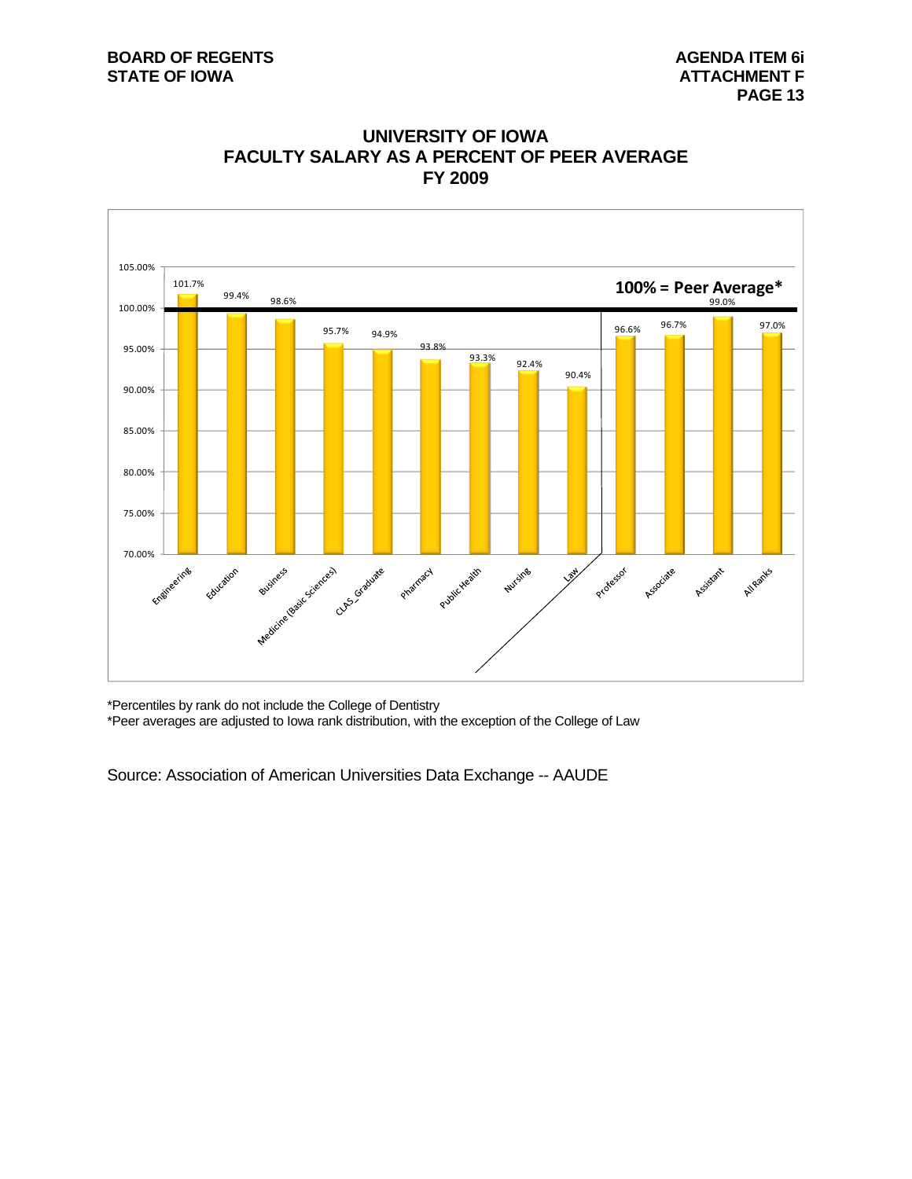# UNIVERSITY OF IOWA
## FACULTY SALARY AS A PERCENT OF PEER AVERAGE
## FY 2009

100% = Peer Average*

| Category | Percent of Peer Average |
|---|---|
| Engineering | 101.7% |
| Education | 99.4% |
| Business | 98.6% |
| Medicine (Basic Sciences) | 95.7% |
| CLAS_Graduate | 94.9% |
| Pharmacy | 93.8% |
| Public Health | 93.3% |
| Nursing | 92.4% |
| Law | 90.4% |
| Professor | 96.6% |
| Associate | 96.7% |
| Assistant | 99.0% |
| All Ranks | 97.0% |

*Percentiles by rank do not include the College of Dentistry

*Peer averages are adjusted to Iowa rank distribution, with the exception of the College of Law

Source: Association of American Universities Data Exchange -- AAUDE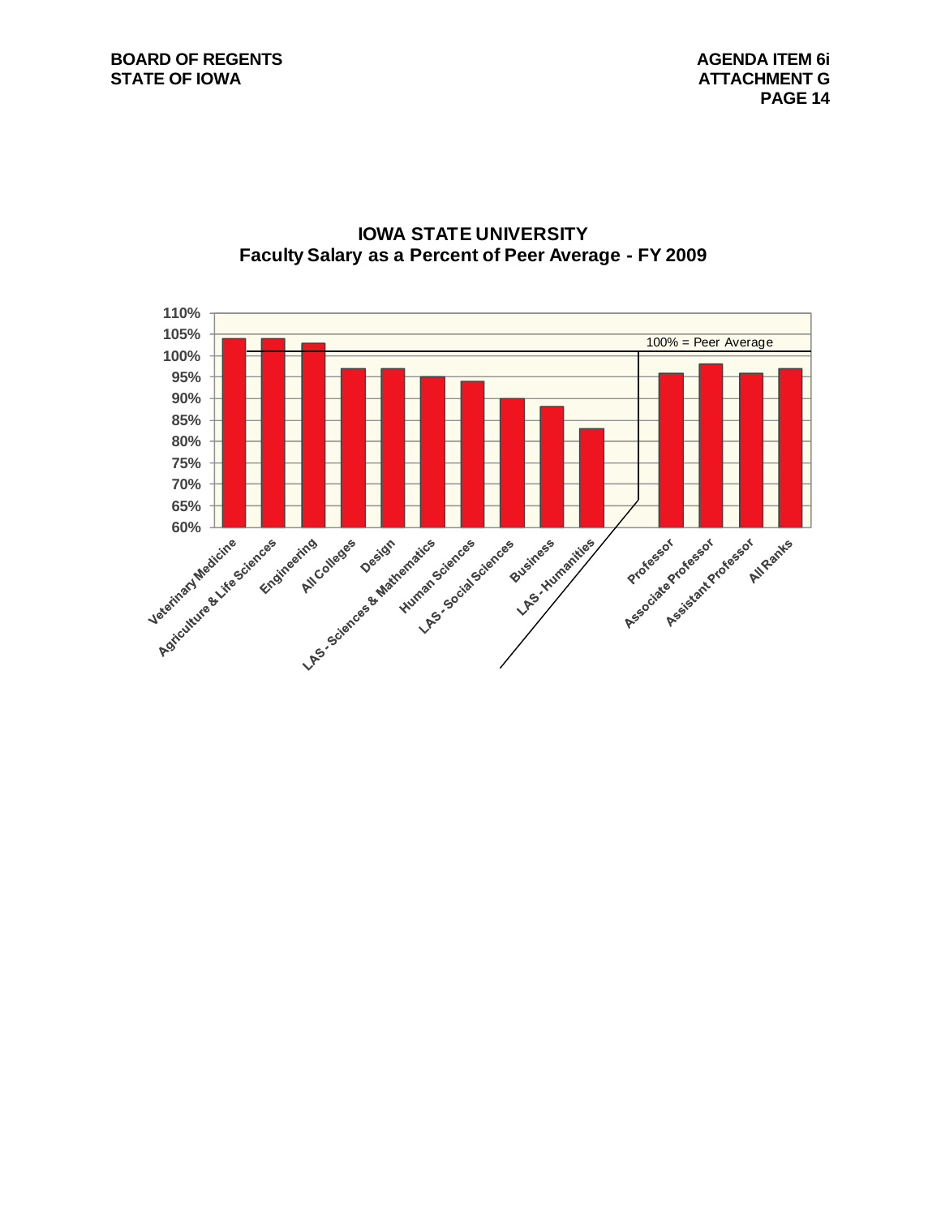## IOWA STATE UNIVERSITY
## Faculty Salary as a Percent of Peer Average - FY 2009

100% = Peer Average

| Category | Percent of Peer Average |
|---|---|
| Veterinary Medicine | 104% |
| Agriculture & Life Sciences | 104% |
| Engineering | 103% |
| All Colleges | 97% |
| Design | 97% |
| LAS - Sciences & Mathematics | 95% |
| Human Sciences | 94% |
| LAS - Social Sciences | 90% |
| Business | 88% |
| LAS - Humanities | 83% |
| Professor | 96% |
| Associate Professor | 98% |
| Assistant Professor | 96% |
| All Ranks | 97% |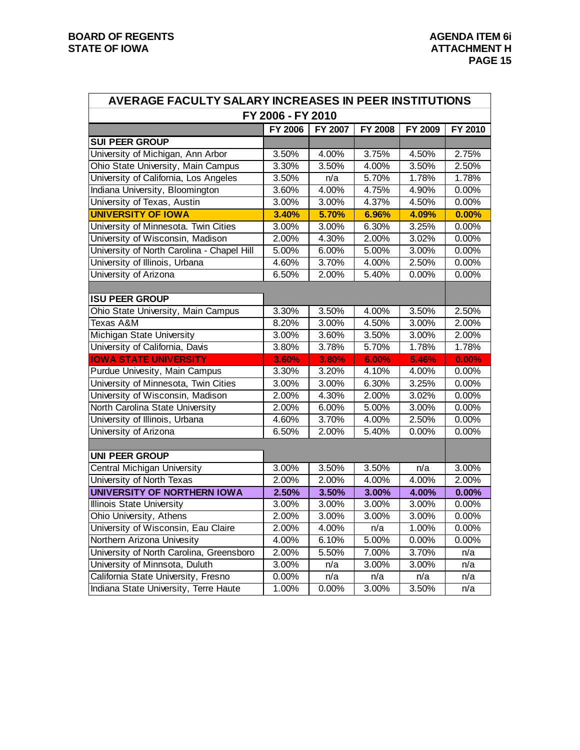| AVERAGE FACULTY SALARY INCREASES IN PEER INSTITUTIONS | | | | | |
|---|---|---|---|---|---|
| FY 2006 - FY 2010 | | | | | |
| | FY 2006 | FY 2007 | FY 2008 | FY 2009 | FY 2010 |
| **SUI PEER GROUP** | | | | | |
| University of Michigan, Ann Arbor | 3.50% | 4.00% | 3.75% | 4.50% | 2.75% |
| Ohio State University, Main Campus | 3.30% | 3.50% | 4.00% | 3.50% | 2.50% |
| University of California, Los Angeles | 3.50% | n/a | 5.70% | 1.78% | 1.78% |
| Indiana University, Bloomington | 3.60% | 4.00% | 4.75% | 4.90% | 0.00% |
| University of Texas, Austin | 3.00% | 3.00% | 4.37% | 4.50% | 0.00% |
| **UNIVERSITY OF IOWA** | **3.40%** | **5.70%** | **6.96%** | **4.09%** | **0.00%** |
| University of Minnesota. Twin Cities | 3.00% | 3.00% | 6.30% | 3.25% | 0.00% |
| University of Wisconsin, Madison | 2.00% | 4.30% | 2.00% | 3.02% | 0.00% |
| University of North Carolina - Chapel Hill | 5.00% | 6.00% | 5.00% | 3.00% | 0.00% |
| University of Illinois, Urbana | 4.60% | 3.70% | 4.00% | 2.50% | 0.00% |
| University of Arizona | 6.50% | 2.00% | 5.40% | 0.00% | 0.00% |
| | | | | | |
| **ISU PEER GROUP** | | | | | |
| Ohio State University, Main Campus | 3.30% | 3.50% | 4.00% | 3.50% | 2.50% |
| Texas A&M | 8.20% | 3.00% | 4.50% | 3.00% | 2.00% |
| Michigan State University | 3.00% | 3.60% | 3.50% | 3.00% | 2.00% |
| University of California, Davis | 3.80% | 3.78% | 5.70% | 1.78% | 1.78% |
| **IOWA STATE UNIVERSITY** | **3.60%** | **3.80%** | **6.00%** | **5.46%** | **0.00%** |
| Purdue Univesity, Main Campus | 3.30% | 3.20% | 4.10% | 4.00% | 0.00% |
| University of Minnesota, Twin Cities | 3.00% | 3.00% | 6.30% | 3.25% | 0.00% |
| University of Wisconsin, Madison | 2.00% | 4.30% | 2.00% | 3.02% | 0.00% |
| North Carolina State University | 2.00% | 6.00% | 5.00% | 3.00% | 0.00% |
| University of Illinois, Urbana | 4.60% | 3.70% | 4.00% | 2.50% | 0.00% |
| University of Arizona | 6.50% | 2.00% | 5.40% | 0.00% | 0.00% |
| | | | | | |
| **UNI PEER GROUP** | | | | | |
| Central Michigan University | 3.00% | 3.50% | 3.50% | n/a | 3.00% |
| University of North Texas | 2.00% | 2.00% | 4.00% | 4.00% | 2.00% |
| **UNIVERSITY OF NORTHERN IOWA** | **2.50%** | **3.50%** | **3.00%** | **4.00%** | **0.00%** |
| Illinois State University | 3.00% | 3.00% | 3.00% | 3.00% | 0.00% |
| Ohio University, Athens | 2.00% | 3.00% | 3.00% | 3.00% | 0.00% |
| University of Wisconsin, Eau Claire | 2.00% | 4.00% | n/a | 1.00% | 0.00% |
| Northern Arizona Univesity | 4.00% | 6.10% | 5.00% | 0.00% | 0.00% |
| University of North Carolina, Greensboro | 2.00% | 5.50% | 7.00% | 3.70% | n/a |
| University of Minnsota, Duluth | 3.00% | n/a | 3.00% | 3.00% | n/a |
| California State University, Fresno | 0.00% | n/a | n/a | n/a | n/a |
| Indiana State University, Terre Haute | 1.00% | 0.00% | 3.00% | 3.50% | n/a |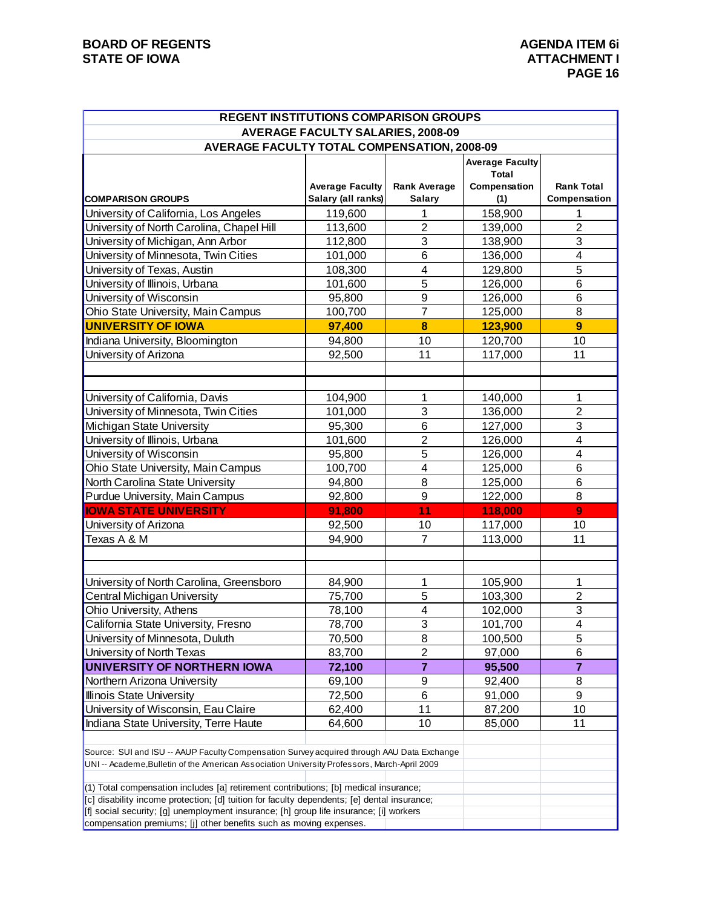**BOARD OF REGENTS**
**STATE OF IOWA**

**AGENDA ITEM 6i**
**ATTACHMENT I**

## REGENT INSTITUTIONS COMPARISON GROUPS
## AVERAGE FACULTY SALARIES, 2008-09
## AVERAGE FACULTY TOTAL COMPENSATION, 2008-09

| COMPARISON GROUPS | Average Faculty Salary (all ranks) | Rank Average Salary | Average Faculty Total Compensation (1) | Rank Total Compensation |
|---|---|---|---|---|
| University of California, Los Angeles | 119,600 | 1 | 158,900 | 1 |
| University of North Carolina, Chapel Hill | 113,600 | 2 | 139,000 | 2 |
| University of Michigan, Ann Arbor | 112,800 | 3 | 138,900 | 3 |
| University of Minnesota, Twin Cities | 101,000 | 6 | 136,000 | 4 |
| University of Texas, Austin | 108,300 | 4 | 129,800 | 5 |
| University of Illinois, Urbana | 101,600 | 5 | 126,000 | 6 |
| University of Wisconsin | 95,800 | 9 | 126,000 | 6 |
| Ohio State University, Main Campus | 100,700 | 7 | 125,000 | 8 |
| **UNIVERSITY OF IOWA** | **97,400** | **8** | **123,900** | **9** |
| Indiana University, Bloomington | 94,800 | 10 | 120,700 | 10 |
| University of Arizona | 92,500 | 11 | 117,000 | 11 |
| | | | | |
| University of California, Davis | 104,900 | 1 | 140,000 | 1 |
| University of Minnesota, Twin Cities | 101,000 | 3 | 136,000 | 2 |
| Michigan State University | 95,300 | 6 | 127,000 | 3 |
| University of Illinois, Urbana | 101,600 | 2 | 126,000 | 4 |
| University of Wisconsin | 95,800 | 5 | 126,000 | 4 |
| Ohio State University, Main Campus | 100,700 | 4 | 125,000 | 6 |
| North Carolina State University | 94,800 | 8 | 125,000 | 6 |
| Purdue University, Main Campus | 92,800 | 9 | 122,000 | 8 |
| **IOWA STATE UNIVERSITY** | **91,800** | **11** | **118,000** | **9** |
| University of Arizona | 92,500 | 10 | 117,000 | 10 |
| Texas A & M | 94,900 | 7 | 113,000 | 11 |
| | | | | |
| University of North Carolina, Greensboro | 84,900 | 1 | 105,900 | 1 |
| Central Michigan University | 75,700 | 5 | 103,300 | 2 |
| Ohio University, Athens | 78,100 | 4 | 102,000 | 3 |
| California State University, Fresno | 78,700 | 3 | 101,700 | 4 |
| University of Minnesota, Duluth | 70,500 | 8 | 100,500 | 5 |
| University of North Texas | 83,700 | 2 | 97,000 | 6 |
| **UNIVERSITY OF NORTHERN IOWA** | **72,100** | **7** | **95,500** | **7** |
| Northern Arizona University | 69,100 | 9 | 92,400 | 8 |
| Illinois State University | 72,500 | 6 | 91,000 | 9 |
| University of Wisconsin, Eau Claire | 62,400 | 11 | 87,200 | 10 |
| Indiana State University, Terre Haute | 64,600 | 10 | 85,000 | 11 |

Source: SUI and ISU -- AAUP Faculty Compensation Survey acquired through AAU Data Exchange
UNI -- Academe,Bulletin of the American Association University Professors, March-April 2009

(1) Total compensation includes [a] retirement contributions; [b] medical insurance; [c] disability income protection; [d] tuition for faculty dependents; [e] dental insurance; [f] social security; [g] unemployment insurance; [h] group life insurance; [i] workers compensation premiums; [j] other benefits such as moving expenses.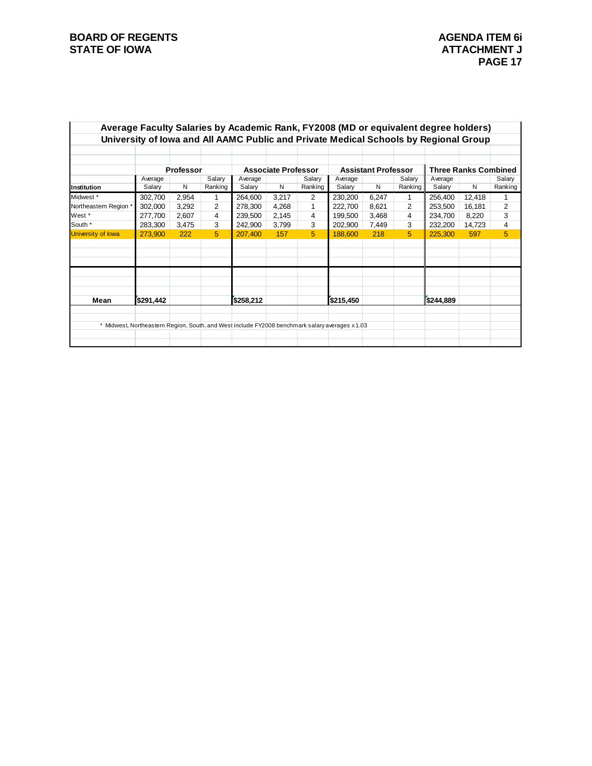## Average Faculty Salaries by Academic Rank, FY2008 (MD or equivalent degree holders)
## University of Iowa and All AAMC Public and Private Medical Schools by Regional Group

| | Professor | | | Associate Professor | | | Assistant Professor | | | Three Ranks Combined | | |
|---|---|---|---|---|---|---|---|---|---|---|---|---|
| Institution | Average Salary | N | Salary Ranking | Average Salary | N | Salary Ranking | Average Salary | N | Salary Ranking | Average Salary | N | Salary Ranking |
| Midwest * | 302,700 | 2,954 | 1 | 264,600 | 3,217 | 2 | 230,200 | 6,247 | 1 | 256,400 | 12,418 | 1 |
| Northeastern Region * | 302,000 | 3,292 | 2 | 278,300 | 4,268 | 1 | 222,700 | 8,621 | 2 | 253,500 | 16,181 | 2 |
| West * | 277,700 | 2,607 | 4 | 239,500 | 2,145 | 4 | 199,500 | 3,468 | 4 | 234,700 | 8,220 | 3 |
| South * | 283,300 | 3,475 | 3 | 242,900 | 3,799 | 3 | 202,900 | 7,449 | 3 | 232,200 | 14,723 | 4 |
| University of Iowa | 273,900 | 222 | 5 | 207,400 | 157 | 5 | 188,600 | 218 | 5 | 225,300 | 597 | 5 |
| **Mean** | $291,442 | | | $258,212 | | | $215,450 | | | $244,889 | | |

* Midwest, Northeastern Region, South, and West include FY2008 benchmark salary averages x 1.03